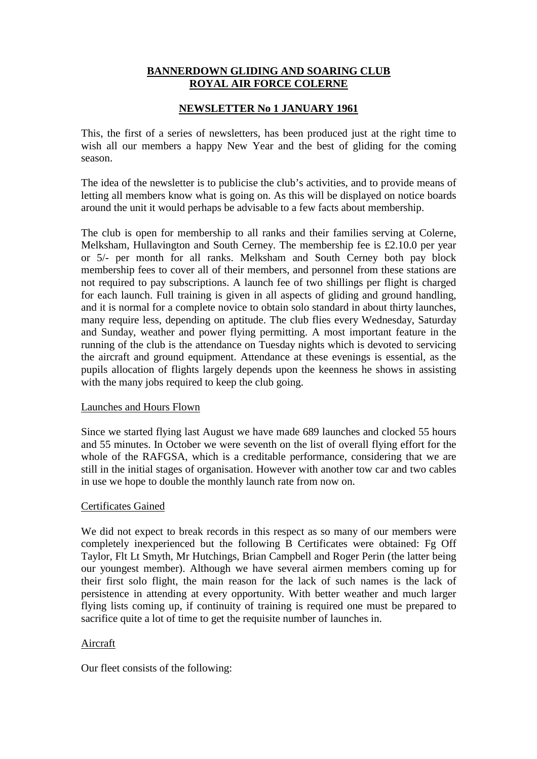# BANNERDOWN GLIDING AND SOARING CLUB
# ROYAL AIR FORCE COLERNE

## NEWSLETTER No 1 JANUARY 1961

This, the first of a series of newsletters, has been produced just at the right time to wish all our members a happy New Year and the best of gliding for the coming season.

The idea of the newsletter is to publicise the club's activities, and to provide means of letting all members know what is going on. As this will be displayed on notice boards around the unit it would perhaps be advisable to a few facts about membership.

The club is open for membership to all ranks and their families serving at Colerne, Melksham, Hullavington and South Cerney. The membership fee is £2.10.0 per year or 5/- per month for all ranks. Melksham and South Cerney both pay block membership fees to cover all of their members, and personnel from these stations are not required to pay subscriptions. A launch fee of two shillings per flight is charged for each launch. Full training is given in all aspects of gliding and ground handling, and it is normal for a complete novice to obtain solo standard in about thirty launches, many require less, depending on aptitude. The club flies every Wednesday, Saturday and Sunday, weather and power flying permitting. A most important feature in the running of the club is the attendance on Tuesday nights which is devoted to servicing the aircraft and ground equipment. Attendance at these evenings is essential, as the pupils allocation of flights largely depends upon the keenness he shows in assisting with the many jobs required to keep the club going.

### Launches and Hours Flown

Since we started flying last August we have made 689 launches and clocked 55 hours and 55 minutes. In October we were seventh on the list of overall flying effort for the whole of the RAFGSA, which is a creditable performance, considering that we are still in the initial stages of organisation. However with another tow car and two cables in use we hope to double the monthly launch rate from now on.

### Certificates Gained

We did not expect to break records in this respect as so many of our members were completely inexperienced but the following B Certificates were obtained: Fg Off Taylor, Flt Lt Smyth, Mr Hutchings, Brian Campbell and Roger Perin (the latter being our youngest member). Although we have several airmen members coming up for their first solo flight, the main reason for the lack of such names is the lack of persistence in attending at every opportunity. With better weather and much larger flying lists coming up, if continuity of training is required one must be prepared to sacrifice quite a lot of time to get the requisite number of launches in.

### Aircraft

Our fleet consists of the following: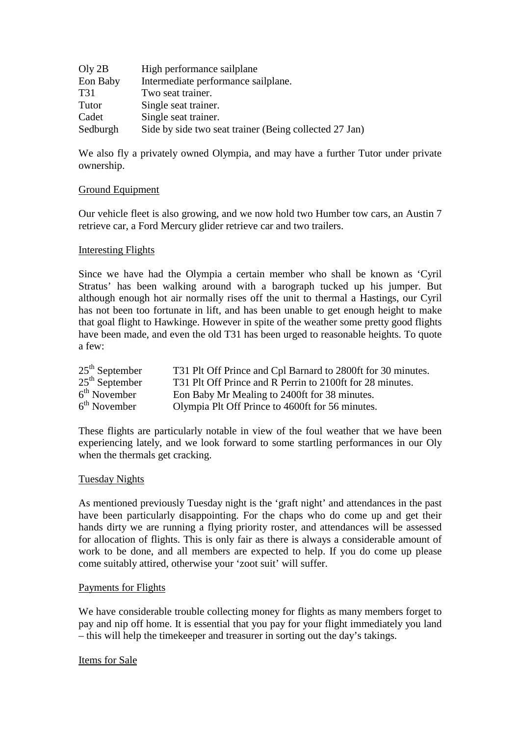| | |
|---|---|
| Oly 2B | High performance sailplane |
| Eon Baby | Intermediate performance sailplane. |
| T31 | Two seat trainer. |
| Tutor | Single seat trainer. |
| Cadet | Single seat trainer. |
| Sedburgh | Side by side two seat trainer (Being collected 27 Jan) |

We also fly a privately owned Olympia, and may have a further Tutor under private ownership.

Ground Equipment

Our vehicle fleet is also growing, and we now hold two Humber tow cars, an Austin 7 retrieve car, a Ford Mercury glider retrieve car and two trailers.

Interesting Flights

Since we have had the Olympia a certain member who shall be known as 'Cyril Stratus' has been walking around with a barograph tucked up his jumper. But although enough hot air normally rises off the unit to thermal a Hastings, our Cyril has not been too fortunate in lift, and has been unable to get enough height to make that goal flight to Hawkinge. However in spite of the weather some pretty good flights have been made, and even the old T31 has been urged to reasonable heights. To quote a few:

| | |
|---|---|
| 25th September | T31 Plt Off Prince and Cpl Barnard to 2800ft for 30 minutes. |
| 25th September | T31 Plt Off Prince and R Perrin to 2100ft for 28 minutes. |
| 6th November | Eon Baby Mr Mealing to 2400ft for 38 minutes. |
| 6th November | Olympia Plt Off Prince to 4600ft for 56 minutes. |

These flights are particularly notable in view of the foul weather that we have been experiencing lately, and we look forward to some startling performances in our Oly when the thermals get cracking.

Tuesday Nights

As mentioned previously Tuesday night is the 'graft night' and attendances in the past have been particularly disappointing. For the chaps who do come up and get their hands dirty we are running a flying priority roster, and attendances will be assessed for allocation of flights. This is only fair as there is always a considerable amount of work to be done, and all members are expected to help. If you do come up please come suitably attired, otherwise your 'zoot suit' will suffer.

Payments for Flights

We have considerable trouble collecting money for flights as many members forget to pay and nip off home. It is essential that you pay for your flight immediately you land – this will help the timekeeper and treasurer in sorting out the day's takings.

Items for Sale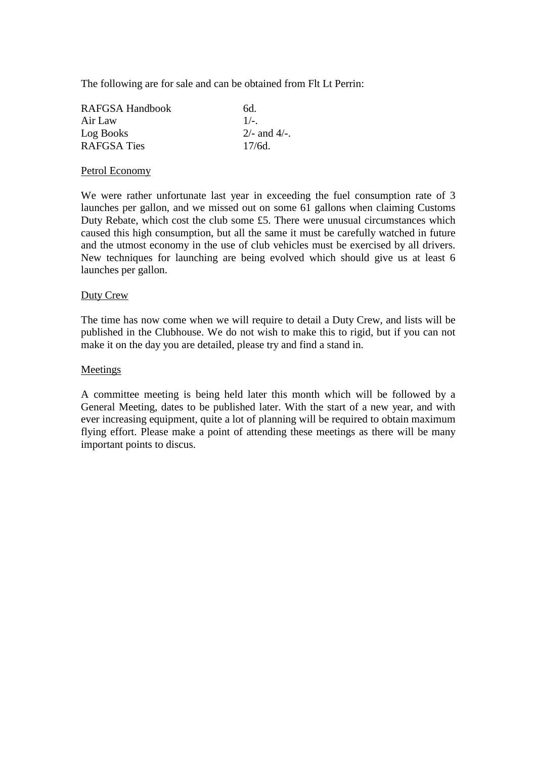The following are for sale and can be obtained from Flt Lt Perrin:

| | |
|---|---|
| RAFGSA Handbook | 6d. |
| Air Law | 1/-. |
| Log Books | 2/- and 4/-. |
| RAFGSA Ties | 17/6d. |

<u>Petrol Economy</u>

We were rather unfortunate last year in exceeding the fuel consumption rate of 3 launches per gallon, and we missed out on some 61 gallons when claiming Customs Duty Rebate, which cost the club some £5. There were unusual circumstances which caused this high consumption, but all the same it must be carefully watched in future and the utmost economy in the use of club vehicles must be exercised by all drivers. New techniques for launching are being evolved which should give us at least 6 launches per gallon.

<u>Duty Crew</u>

The time has now come when we will require to detail a Duty Crew, and lists will be published in the Clubhouse. We do not wish to make this to rigid, but if you can not make it on the day you are detailed, please try and find a stand in.

<u>Meetings</u>

A committee meeting is being held later this month which will be followed by a General Meeting, dates to be published later. With the start of a new year, and with ever increasing equipment, quite a lot of planning will be required to obtain maximum flying effort. Please make a point of attending these meetings as there will be many important points to discus.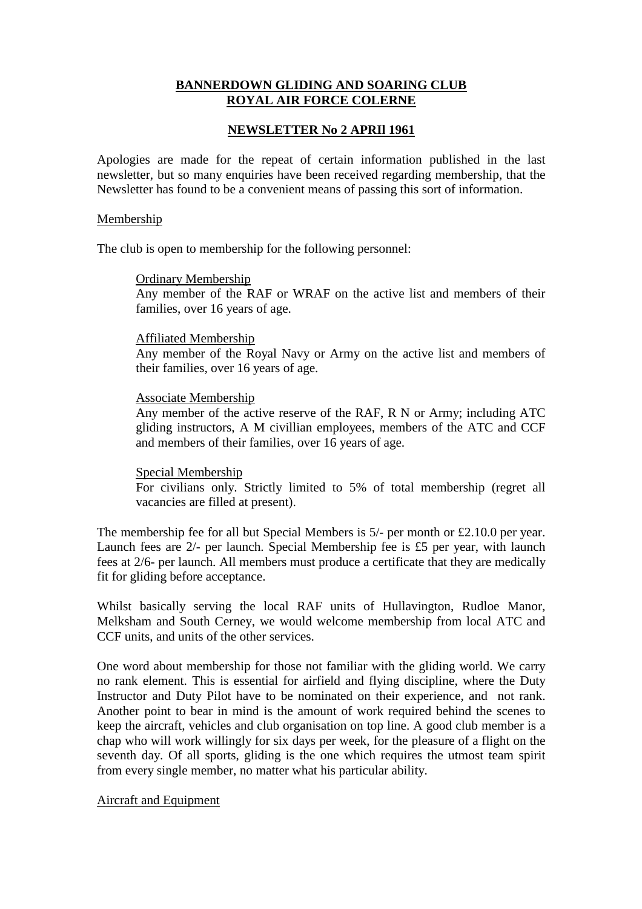# BANNERDOWN GLIDING AND SOARING CLUB
# ROYAL AIR FORCE COLERNE

## NEWSLETTER No 2 APRIl 1961

Apologies are made for the repeat of certain information published in the last newsletter, but so many enquiries have been received regarding membership, that the Newsletter has found to be a convenient means of passing this sort of information.

### Membership

The club is open to membership for the following personnel:

> Ordinary Membership
> Any member of the RAF or WRAF on the active list and members of their families, over 16 years of age.
>
> Affiliated Membership
> Any member of the Royal Navy or Army on the active list and members of their families, over 16 years of age.
>
> Associate Membership
> Any member of the active reserve of the RAF, R N or Army; including ATC gliding instructors, A M civillian employees, members of the ATC and CCF and members of their families, over 16 years of age.
>
> Special Membership
> For civilians only. Strictly limited to 5% of total membership (regret all vacancies are filled at present).

The membership fee for all but Special Members is 5/- per month or £2.10.0 per year. Launch fees are 2/- per launch. Special Membership fee is £5 per year, with launch fees at 2/6- per launch. All members must produce a certificate that they are medically fit for gliding before acceptance.

Whilst basically serving the local RAF units of Hullavington, Rudloe Manor, Melksham and South Cerney, we would welcome membership from local ATC and CCF units, and units of the other services.

One word about membership for those not familiar with the gliding world. We carry no rank element. This is essential for airfield and flying discipline, where the Duty Instructor and Duty Pilot have to be nominated on their experience, and not rank. Another point to bear in mind is the amount of work required behind the scenes to keep the aircraft, vehicles and club organisation on top line. A good club member is a chap who will work willingly for six days per week, for the pleasure of a flight on the seventh day. Of all sports, gliding is the one which requires the utmost team spirit from every single member, no matter what his particular ability.

### Aircraft and Equipment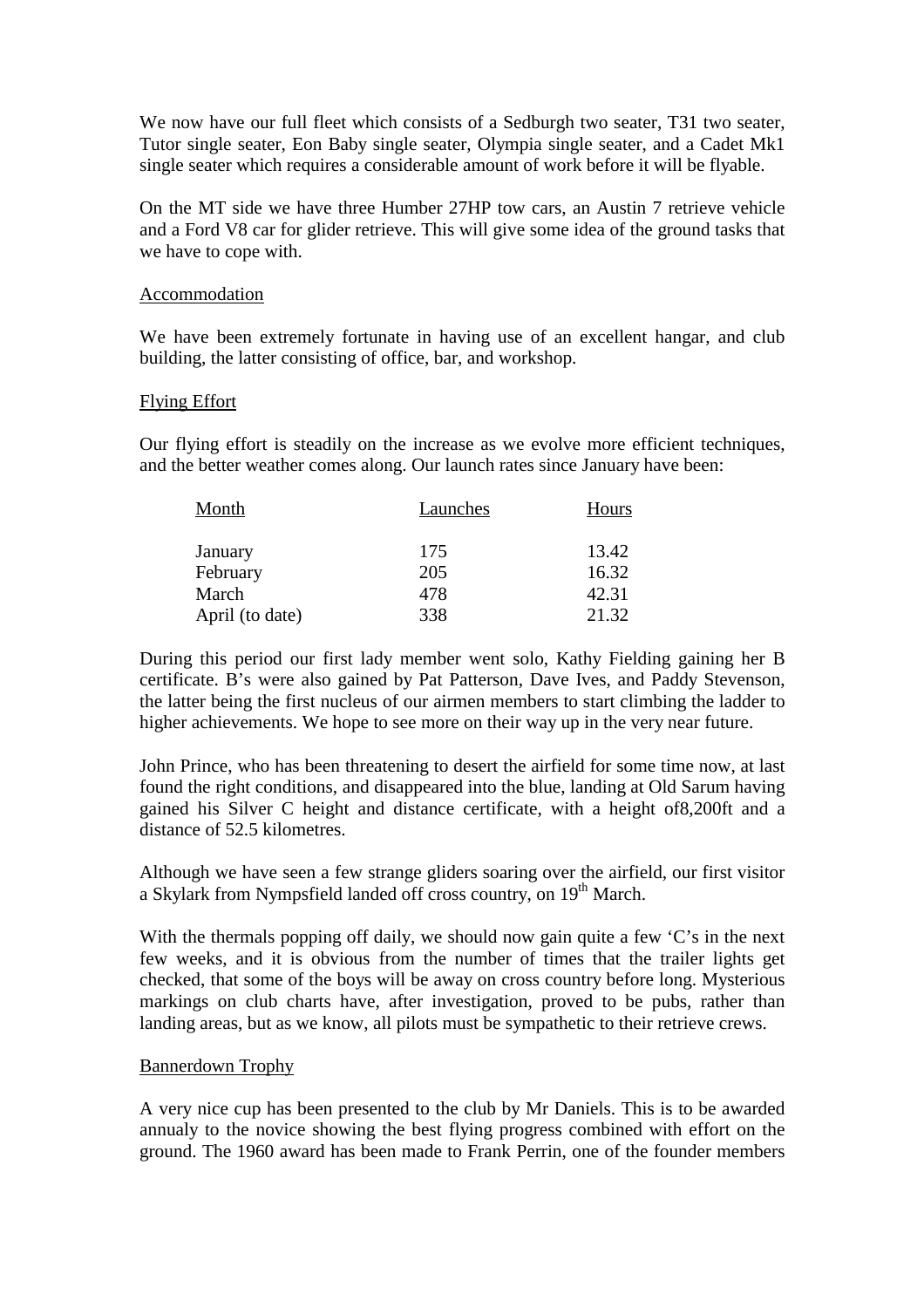We now have our full fleet which consists of a Sedburgh two seater, T31 two seater, Tutor single seater, Eon Baby single seater, Olympia single seater, and a Cadet Mk1 single seater which requires a considerable amount of work before it will be flyable.

On the MT side we have three Humber 27HP tow cars, an Austin 7 retrieve vehicle and a Ford V8 car for glider retrieve. This will give some idea of the ground tasks that we have to cope with.

## Accommodation

We have been extremely fortunate in having use of an excellent hangar, and club building, the latter consisting of office, bar, and workshop.

## Flying Effort

Our flying effort is steadily on the increase as we evolve more efficient techniques, and the better weather comes along. Our launch rates since January have been:

| Month | Launches | Hours |
|---|---|---|
| January | 175 | 13.42 |
| February | 205 | 16.32 |
| March | 478 | 42.31 |
| April (to date) | 338 | 21.32 |

During this period our first lady member went solo, Kathy Fielding gaining her B certificate. B's were also gained by Pat Patterson, Dave Ives, and Paddy Stevenson, the latter being the first nucleus of our airmen members to start climbing the ladder to higher achievements. We hope to see more on their way up in the very near future.

John Prince, who has been threatening to desert the airfield for some time now, at last found the right conditions, and disappeared into the blue, landing at Old Sarum having gained his Silver C height and distance certificate, with a height of8,200ft and a distance of 52.5 kilometres.

Although we have seen a few strange gliders soaring over the airfield, our first visitor a Skylark from Nympsfield landed off cross country, on 19th March.

With the thermals popping off daily, we should now gain quite a few 'C's in the next few weeks, and it is obvious from the number of times that the trailer lights get checked, that some of the boys will be away on cross country before long. Mysterious markings on club charts have, after investigation, proved to be pubs, rather than landing areas, but as we know, all pilots must be sympathetic to their retrieve crews.

## Bannerdown Trophy

A very nice cup has been presented to the club by Mr Daniels. This is to be awarded annualy to the novice showing the best flying progress combined with effort on the ground. The 1960 award has been made to Frank Perrin, one of the founder members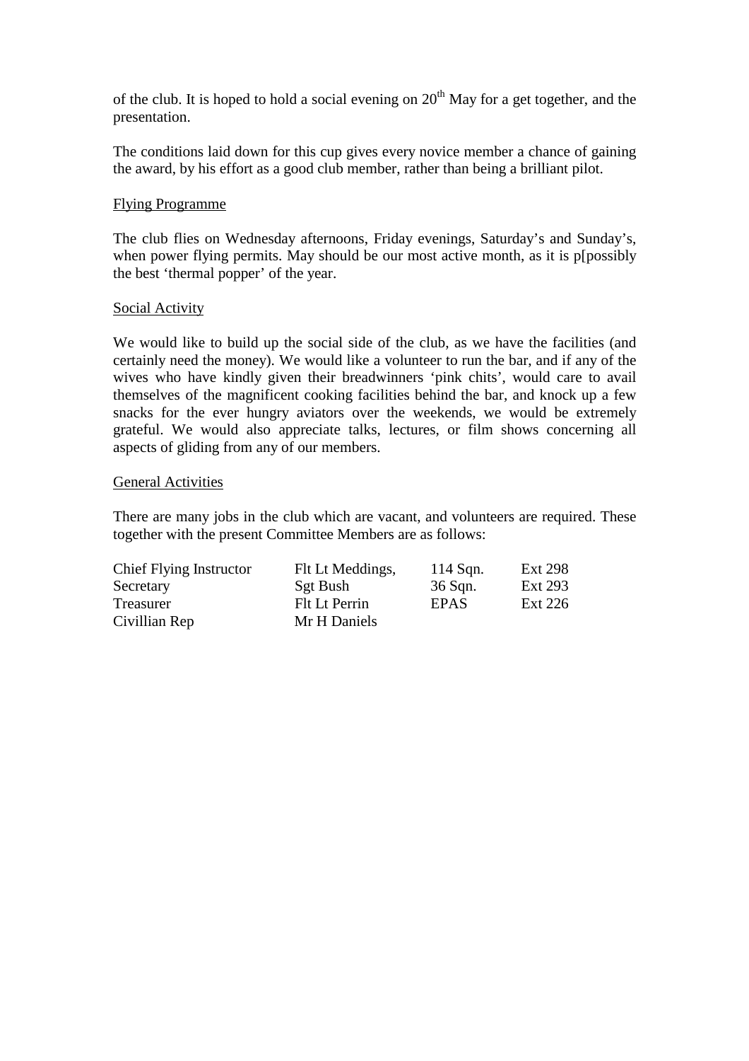of the club. It is hoped to hold a social evening on 20th May for a get together, and the presentation.

The conditions laid down for this cup gives every novice member a chance of gaining the award, by his effort as a good club member, rather than being a brilliant pilot.

## Flying Programme

The club flies on Wednesday afternoons, Friday evenings, Saturday's and Sunday's, when power flying permits. May should be our most active month, as it is p[possibly the best 'thermal popper' of the year.

## Social Activity

We would like to build up the social side of the club, as we have the facilities (and certainly need the money). We would like a volunteer to run the bar, and if any of the wives who have kindly given their breadwinners 'pink chits', would care to avail themselves of the magnificent cooking facilities behind the bar, and knock up a few snacks for the ever hungry aviators over the weekends, we would be extremely grateful. We would also appreciate talks, lectures, or film shows concerning all aspects of gliding from any of our members.

## General Activities

There are many jobs in the club which are vacant, and volunteers are required. These together with the present Committee Members are as follows:

| | | | |
|---|---|---|---|
| Chief Flying Instructor | Flt Lt Meddings, | 114 Sqn. | Ext 298 |
| Secretary | Sgt Bush | 36 Sqn. | Ext 293 |
| Treasurer | Flt Lt Perrin | EPAS | Ext 226 |
| Civillian Rep | Mr H Daniels | | |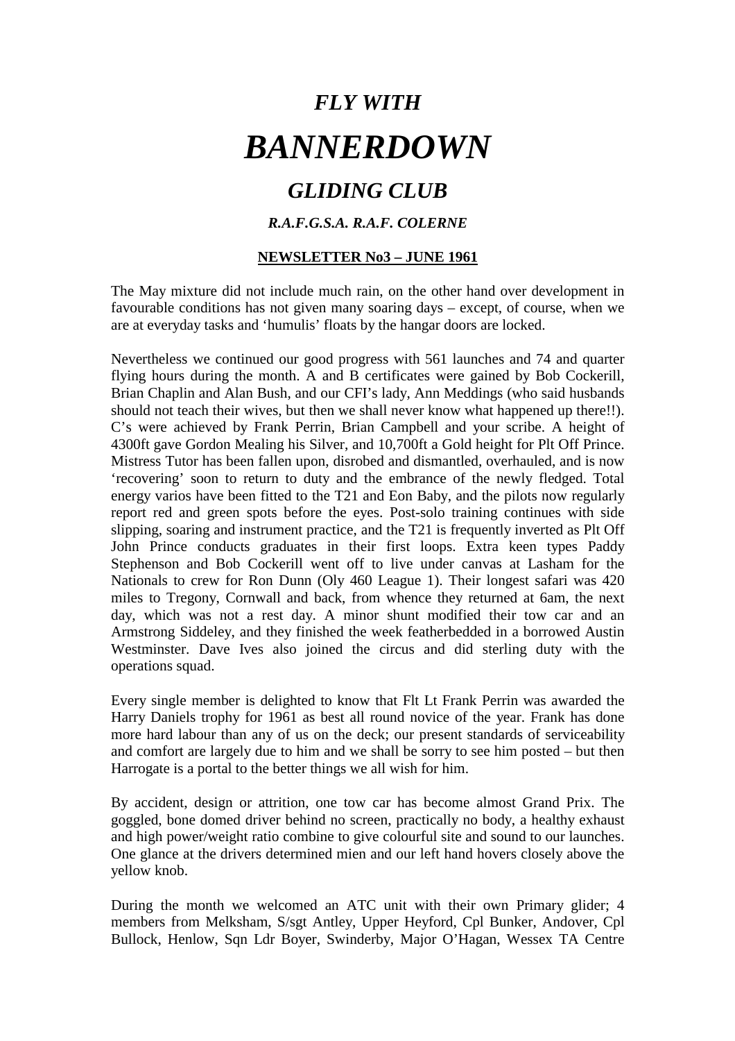# *FLY WITH*

# *BANNERDOWN*

## *GLIDING CLUB*

### *R.A.F.G.S.A. R.A.F. COLERNE*

**NEWSLETTER No3 – JUNE 1961**

The May mixture did not include much rain, on the other hand over development in favourable conditions has not given many soaring days – except, of course, when we are at everyday tasks and 'humulis' floats by the hangar doors are locked.

Nevertheless we continued our good progress with 561 launches and 74 and quarter flying hours during the month. A and B certificates were gained by Bob Cockerill, Brian Chaplin and Alan Bush, and our CFI's lady, Ann Meddings (who said husbands should not teach their wives, but then we shall never know what happened up there!!). C's were achieved by Frank Perrin, Brian Campbell and your scribe. A height of 4300ft gave Gordon Mealing his Silver, and 10,700ft a Gold height for Plt Off Prince. Mistress Tutor has been fallen upon, disrobed and dismantled, overhauled, and is now 'recovering' soon to return to duty and the embrance of the newly fledged. Total energy varios have been fitted to the T21 and Eon Baby, and the pilots now regularly report red and green spots before the eyes. Post-solo training continues with side slipping, soaring and instrument practice, and the T21 is frequently inverted as Plt Off John Prince conducts graduates in their first loops. Extra keen types Paddy Stephenson and Bob Cockerill went off to live under canvas at Lasham for the Nationals to crew for Ron Dunn (Oly 460 League 1). Their longest safari was 420 miles to Tregony, Cornwall and back, from whence they returned at 6am, the next day, which was not a rest day. A minor shunt modified their tow car and an Armstrong Siddeley, and they finished the week featherbedded in a borrowed Austin Westminster. Dave Ives also joined the circus and did sterling duty with the operations squad.

Every single member is delighted to know that Flt Lt Frank Perrin was awarded the Harry Daniels trophy for 1961 as best all round novice of the year. Frank has done more hard labour than any of us on the deck; our present standards of serviceability and comfort are largely due to him and we shall be sorry to see him posted – but then Harrogate is a portal to the better things we all wish for him.

By accident, design or attrition, one tow car has become almost Grand Prix. The goggled, bone domed driver behind no screen, practically no body, a healthy exhaust and high power/weight ratio combine to give colourful site and sound to our launches. One glance at the drivers determined mien and our left hand hovers closely above the yellow knob.

During the month we welcomed an ATC unit with their own Primary glider; 4 members from Melksham, S/sgt Antley, Upper Heyford, Cpl Bunker, Andover, Cpl Bullock, Henlow, Sqn Ldr Boyer, Swinderby, Major O'Hagan, Wessex TA Centre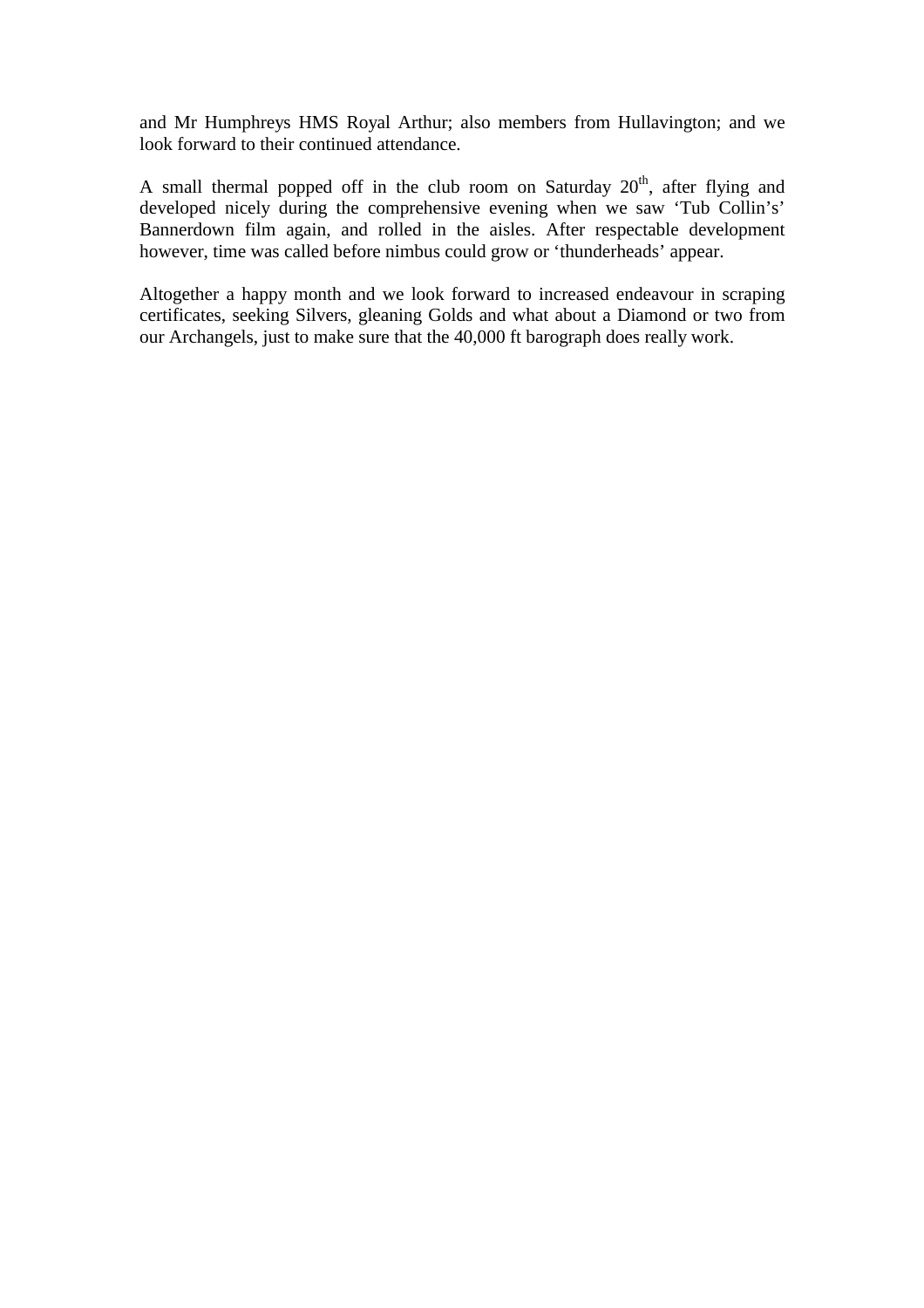and Mr Humphreys HMS Royal Arthur; also members from Hullavington; and we look forward to their continued attendance.

A small thermal popped off in the club room on Saturday 20th, after flying and developed nicely during the comprehensive evening when we saw 'Tub Collin's' Bannerdown film again, and rolled in the aisles. After respectable development however, time was called before nimbus could grow or 'thunderheads' appear.

Altogether a happy month and we look forward to increased endeavour in scraping certificates, seeking Silvers, gleaning Golds and what about a Diamond or two from our Archangels, just to make sure that the 40,000 ft barograph does really work.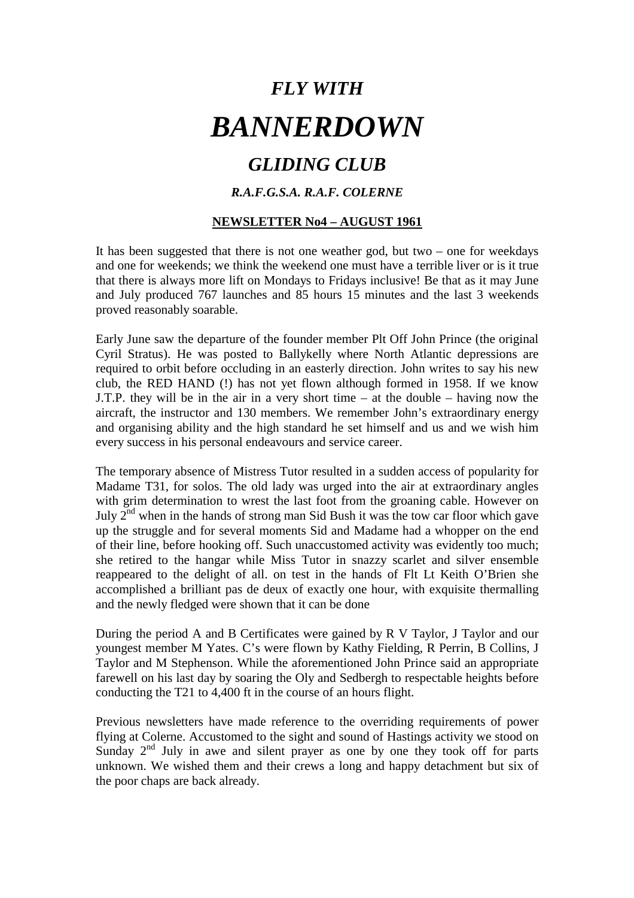# *FLY WITH*

# *BANNERDOWN*

## *GLIDING CLUB*

### *R.A.F.G.S.A. R.A.F. COLERNE*

**<u>NEWSLETTER No4 – AUGUST 1961</u>**

It has been suggested that there is not one weather god, but two – one for weekdays and one for weekends; we think the weekend one must have a terrible liver or is it true that there is always more lift on Mondays to Fridays inclusive! Be that as it may June and July produced 767 launches and 85 hours 15 minutes and the last 3 weekends proved reasonably soarable.

Early June saw the departure of the founder member Plt Off John Prince (the original Cyril Stratus). He was posted to Ballykelly where North Atlantic depressions are required to orbit before occluding in an easterly direction. John writes to say his new club, the RED HAND (!) has not yet flown although formed in 1958. If we know J.T.P. they will be in the air in a very short time – at the double – having now the aircraft, the instructor and 130 members. We remember John's extraordinary energy and organising ability and the high standard he set himself and us and we wish him every success in his personal endeavours and service career.

The temporary absence of Mistress Tutor resulted in a sudden access of popularity for Madame T31, for solos. The old lady was urged into the air at extraordinary angles with grim determination to wrest the last foot from the groaning cable. However on July 2nd when in the hands of strong man Sid Bush it was the tow car floor which gave up the struggle and for several moments Sid and Madame had a whopper on the end of their line, before hooking off. Such unaccustomed activity was evidently too much; she retired to the hangar while Miss Tutor in snazzy scarlet and silver ensemble reappeared to the delight of all. on test in the hands of Flt Lt Keith O'Brien she accomplished a brilliant pas de deux of exactly one hour, with exquisite thermalling and the newly fledged were shown that it can be done

During the period A and B Certificates were gained by R V Taylor, J Taylor and our youngest member M Yates. C's were flown by Kathy Fielding, R Perrin, B Collins, J Taylor and M Stephenson. While the aforementioned John Prince said an appropriate farewell on his last day by soaring the Oly and Sedbergh to respectable heights before conducting the T21 to 4,400 ft in the course of an hours flight.

Previous newsletters have made reference to the overriding requirements of power flying at Colerne. Accustomed to the sight and sound of Hastings activity we stood on Sunday 2nd July in awe and silent prayer as one by one they took off for parts unknown. We wished them and their crews a long and happy detachment but six of the poor chaps are back already.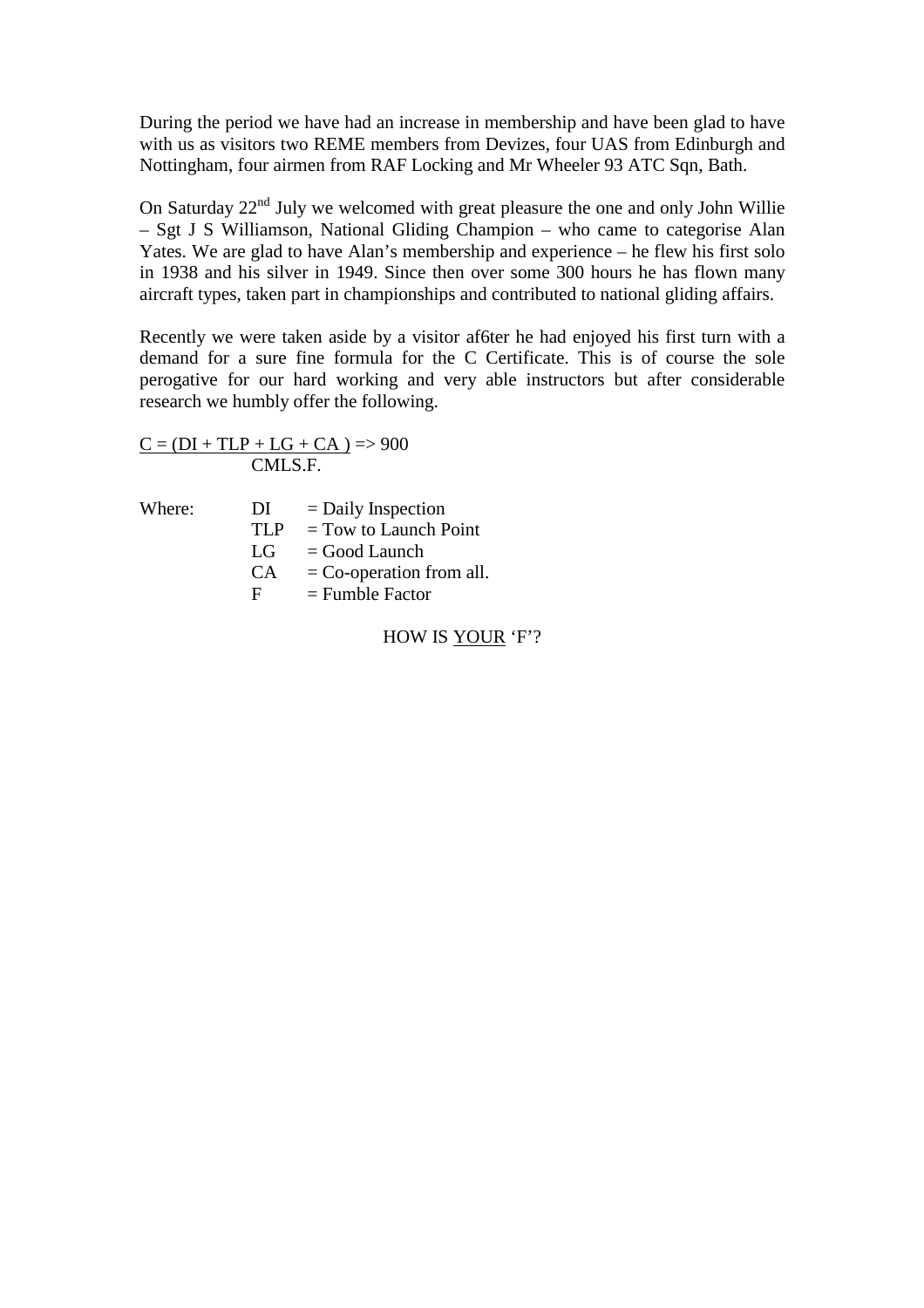During the period we have had an increase in membership and have been glad to have with us as visitors two REME members from Devizes, four UAS from Edinburgh and Nottingham, four airmen from RAF Locking and Mr Wheeler 93 ATC Sqn, Bath.

On Saturday 22nd July we welcomed with great pleasure the one and only John Willie – Sgt J S Williamson, National Gliding Champion – who came to categorise Alan Yates. We are glad to have Alan's membership and experience – he flew his first solo in 1938 and his silver in 1949. Since then over some 300 hours he has flown many aircraft types, taken part in championships and contributed to national gliding affairs.

Recently we were taken aside by a visitor af6ter he had enjoyed his first turn with a demand for a sure fine formula for the C Certificate. This is of course the sole perogative for our hard working and very able instructors but after considerable research we humbly offer the following.

$$C = \frac{(DI + TLP + LG + CA)}{CMLS.F.} \Rightarrow 900$$

Where:

- DI = Daily Inspection
- TLP = Tow to Launch Point
- LG = Good Launch
- CA = Co-operation from all.
- F = Fumble Factor

HOW IS YOUR 'F'?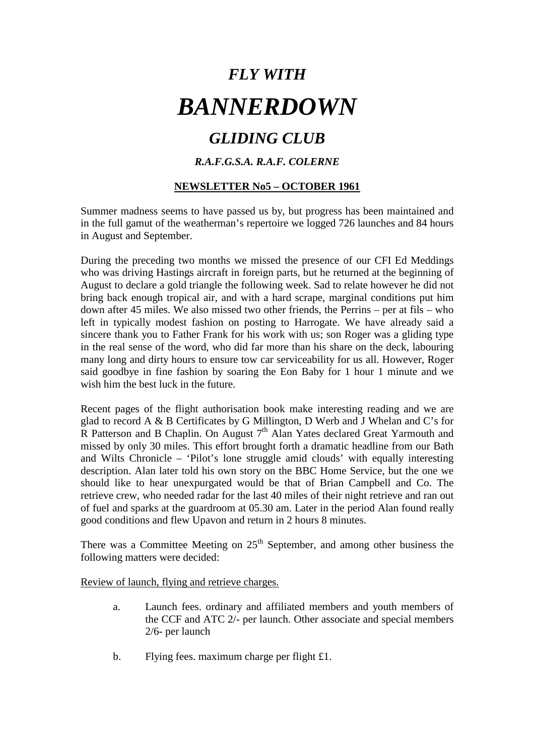# *FLY WITH*

# *BANNERDOWN*

## *GLIDING CLUB*

### *R.A.F.G.S.A. R.A.F. COLERNE*

**NEWSLETTER No5 – OCTOBER 1961**

Summer madness seems to have passed us by, but progress has been maintained and in the full gamut of the weatherman's repertoire we logged 726 launches and 84 hours in August and September.

During the preceding two months we missed the presence of our CFI Ed Meddings who was driving Hastings aircraft in foreign parts, but he returned at the beginning of August to declare a gold triangle the following week. Sad to relate however he did not bring back enough tropical air, and with a hard scrape, marginal conditions put him down after 45 miles. We also missed two other friends, the Perrins – per at fils – who left in typically modest fashion on posting to Harrogate. We have already said a sincere thank you to Father Frank for his work with us; son Roger was a gliding type in the real sense of the word, who did far more than his share on the deck, labouring many long and dirty hours to ensure tow car serviceability for us all. However, Roger said goodbye in fine fashion by soaring the Eon Baby for 1 hour 1 minute and we wish him the best luck in the future.

Recent pages of the flight authorisation book make interesting reading and we are glad to record A & B Certificates by G Millington, D Werb and J Whelan and C's for R Patterson and B Chaplin. On August 7th Alan Yates declared Great Yarmouth and missed by only 30 miles. This effort brought forth a dramatic headline from our Bath and Wilts Chronicle – 'Pilot's lone struggle amid clouds' with equally interesting description. Alan later told his own story on the BBC Home Service, but the one we should like to hear unexpurgated would be that of Brian Campbell and Co. The retrieve crew, who needed radar for the last 40 miles of their night retrieve and ran out of fuel and sparks at the guardroom at 05.30 am. Later in the period Alan found really good conditions and flew Upavon and return in 2 hours 8 minutes.

There was a Committee Meeting on 25th September, and among other business the following matters were decided:

Review of launch, flying and retrieve charges.

a. Launch fees. ordinary and affiliated members and youth members of the CCF and ATC 2/- per launch. Other associate and special members 2/6- per launch

b. Flying fees. maximum charge per flight £1.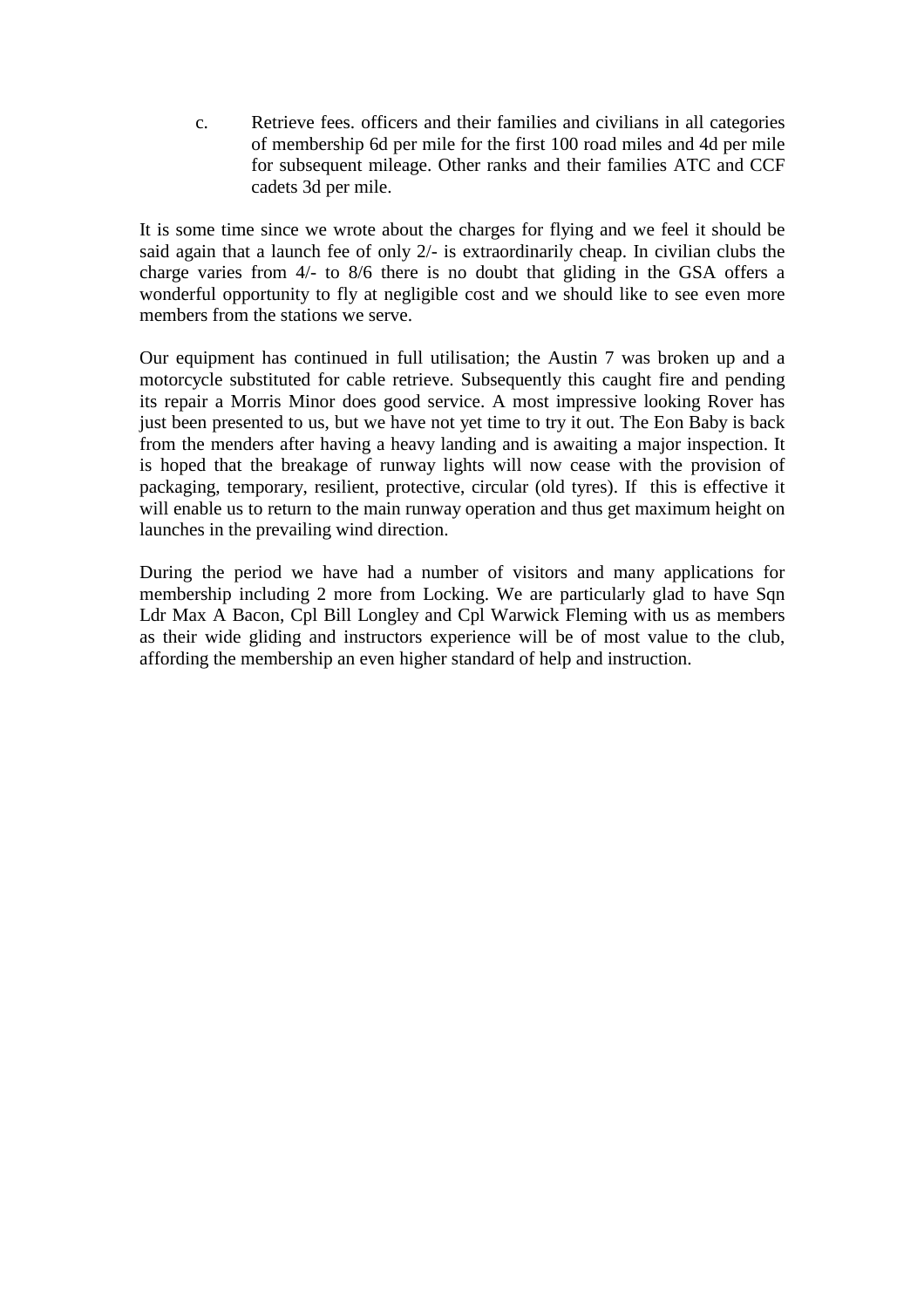c. Retrieve fees. officers and their families and civilians in all categories of membership 6d per mile for the first 100 road miles and 4d per mile for subsequent mileage. Other ranks and their families ATC and CCF cadets 3d per mile.

It is some time since we wrote about the charges for flying and we feel it should be said again that a launch fee of only 2/- is extraordinarily cheap. In civilian clubs the charge varies from 4/- to 8/6 there is no doubt that gliding in the GSA offers a wonderful opportunity to fly at negligible cost and we should like to see even more members from the stations we serve.

Our equipment has continued in full utilisation; the Austin 7 was broken up and a motorcycle substituted for cable retrieve. Subsequently this caught fire and pending its repair a Morris Minor does good service. A most impressive looking Rover has just been presented to us, but we have not yet time to try it out. The Eon Baby is back from the menders after having a heavy landing and is awaiting a major inspection. It is hoped that the breakage of runway lights will now cease with the provision of packaging, temporary, resilient, protective, circular (old tyres). If this is effective it will enable us to return to the main runway operation and thus get maximum height on launches in the prevailing wind direction.

During the period we have had a number of visitors and many applications for membership including 2 more from Locking. We are particularly glad to have Sqn Ldr Max A Bacon, Cpl Bill Longley and Cpl Warwick Fleming with us as members as their wide gliding and instructors experience will be of most value to the club, affording the membership an even higher standard of help and instruction.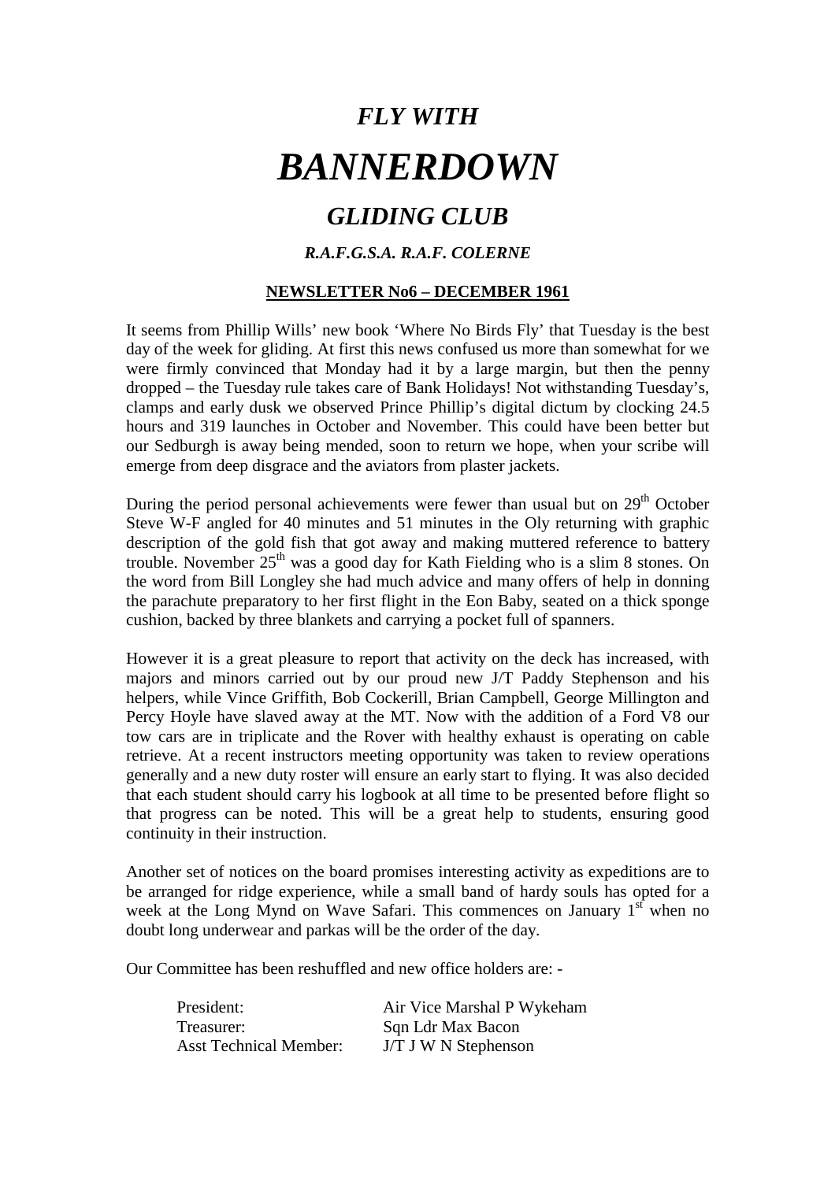# *FLY WITH*

# *BANNERDOWN*

## *GLIDING CLUB*

### *R.A.F.G.S.A. R.A.F. COLERNE*

**NEWSLETTER No6 – DECEMBER 1961**

It seems from Phillip Wills' new book 'Where No Birds Fly' that Tuesday is the best day of the week for gliding. At first this news confused us more than somewhat for we were firmly convinced that Monday had it by a large margin, but then the penny dropped – the Tuesday rule takes care of Bank Holidays! Not withstanding Tuesday's, clamps and early dusk we observed Prince Phillip's digital dictum by clocking 24.5 hours and 319 launches in October and November. This could have been better but our Sedburgh is away being mended, soon to return we hope, when your scribe will emerge from deep disgrace and the aviators from plaster jackets.

During the period personal achievements were fewer than usual but on 29th October Steve W-F angled for 40 minutes and 51 minutes in the Oly returning with graphic description of the gold fish that got away and making muttered reference to battery trouble. November 25th was a good day for Kath Fielding who is a slim 8 stones. On the word from Bill Longley she had much advice and many offers of help in donning the parachute preparatory to her first flight in the Eon Baby, seated on a thick sponge cushion, backed by three blankets and carrying a pocket full of spanners.

However it is a great pleasure to report that activity on the deck has increased, with majors and minors carried out by our proud new J/T Paddy Stephenson and his helpers, while Vince Griffith, Bob Cockerill, Brian Campbell, George Millington and Percy Hoyle have slaved away at the MT. Now with the addition of a Ford V8 our tow cars are in triplicate and the Rover with healthy exhaust is operating on cable retrieve. At a recent instructors meeting opportunity was taken to review operations generally and a new duty roster will ensure an early start to flying. It was also decided that each student should carry his logbook at all time to be presented before flight so that progress can be noted. This will be a great help to students, ensuring good continuity in their instruction.

Another set of notices on the board promises interesting activity as expeditions are to be arranged for ridge experience, while a small band of hardy souls has opted for a week at the Long Mynd on Wave Safari. This commences on January 1st when no doubt long underwear and parkas will be the order of the day.

Our Committee has been reshuffled and new office holders are: -

| | |
|---|---|
| President: | Air Vice Marshal P Wykeham |
| Treasurer: | Sqn Ldr Max Bacon |
| Asst Technical Member: | J/T J W N Stephenson |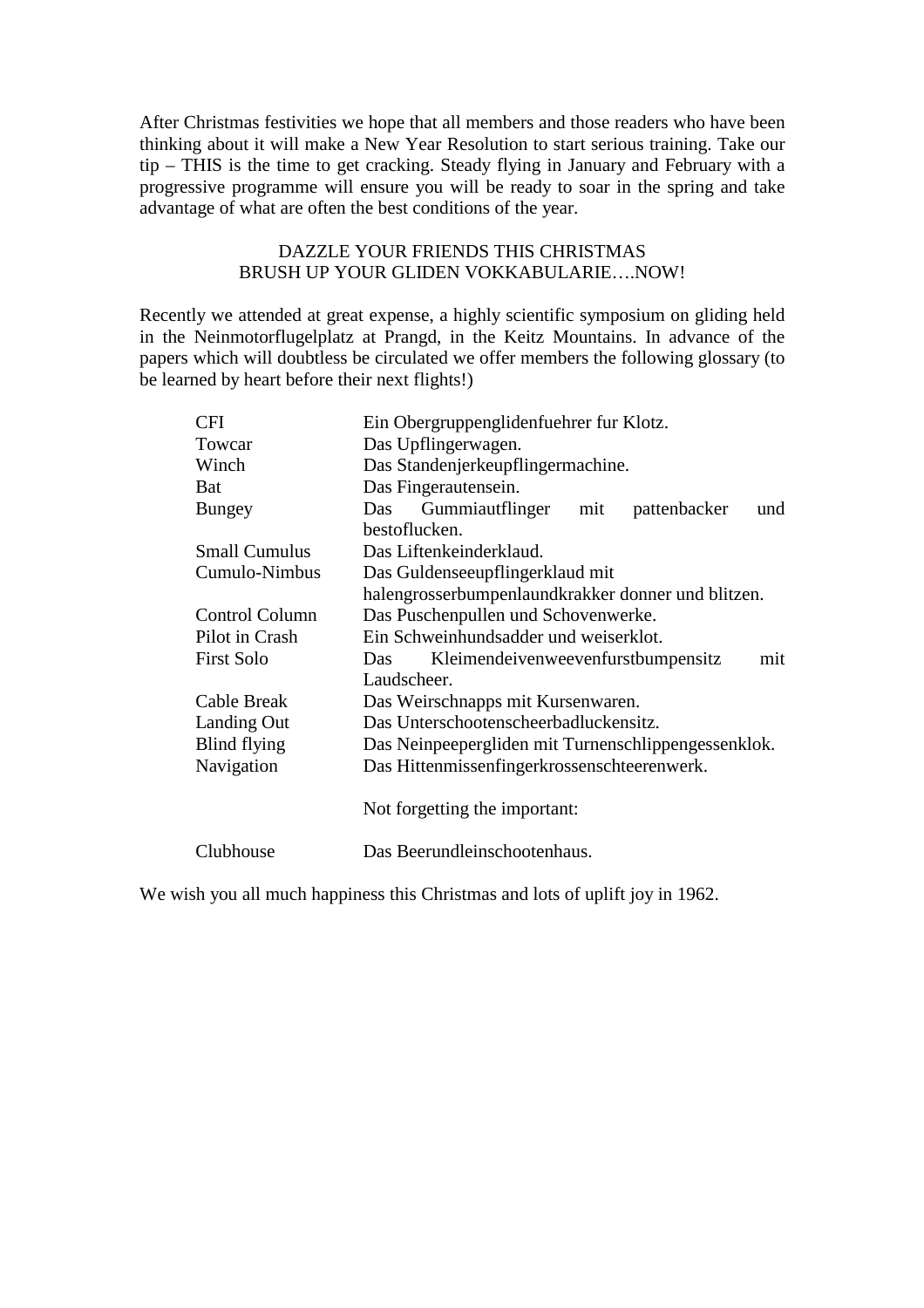After Christmas festivities we hope that all members and those readers who have been thinking about it will make a New Year Resolution to start serious training. Take our tip – THIS is the time to get cracking. Steady flying in January and February with a progressive programme will ensure you will be ready to soar in the spring and take advantage of what are often the best conditions of the year.

DAZZLE YOUR FRIENDS THIS CHRISTMAS
BRUSH UP YOUR GLIDEN VOKKABULARIE….NOW!

Recently we attended at great expense, a highly scientific symposium on gliding held in the Neinmotorflugelplatz at Prangd, in the Keitz Mountains. In advance of the papers which will doubtless be circulated we offer members the following glossary (to be learned by heart before their next flights!)

| | |
|---|---|
| CFI | Ein Obergruppenglidenfuehrer fur Klotz. |
| Towcar | Das Upflingerwagen. |
| Winch | Das Standenjerkeupflingermachine. |
| Bat | Das Fingerautensein. |
| Bungey | Das Gummiautflinger mit pattenbacker und bestoflucken. |
| Small Cumulus | Das Liftenkeinderklaud. |
| Cumulo-Nimbus | Das Guldenseeupflingerklaud mit halengrosserbumpenlaundkrakker donner und blitzen. |
| Control Column | Das Puschenpullen und Schovenwerke. |
| Pilot in Crash | Ein Schweinhundsadder und weiserklot. |
| First Solo | Das Kleimendeivenweevenfurstbumpensitz mit Laudscheer. |
| Cable Break | Das Weirschnapps mit Kursenwaren. |
| Landing Out | Das Unterschootenscheerbadluckensitz. |
| Blind flying | Das Neinpeepergliden mit Turnenschlippengessenklok. |
| Navigation | Das Hittenmissenfingerkrossenschteerenwerk. |
| | Not forgetting the important: |
| Clubhouse | Das Beerundleinschootenhaus. |

We wish you all much happiness this Christmas and lots of uplift joy in 1962.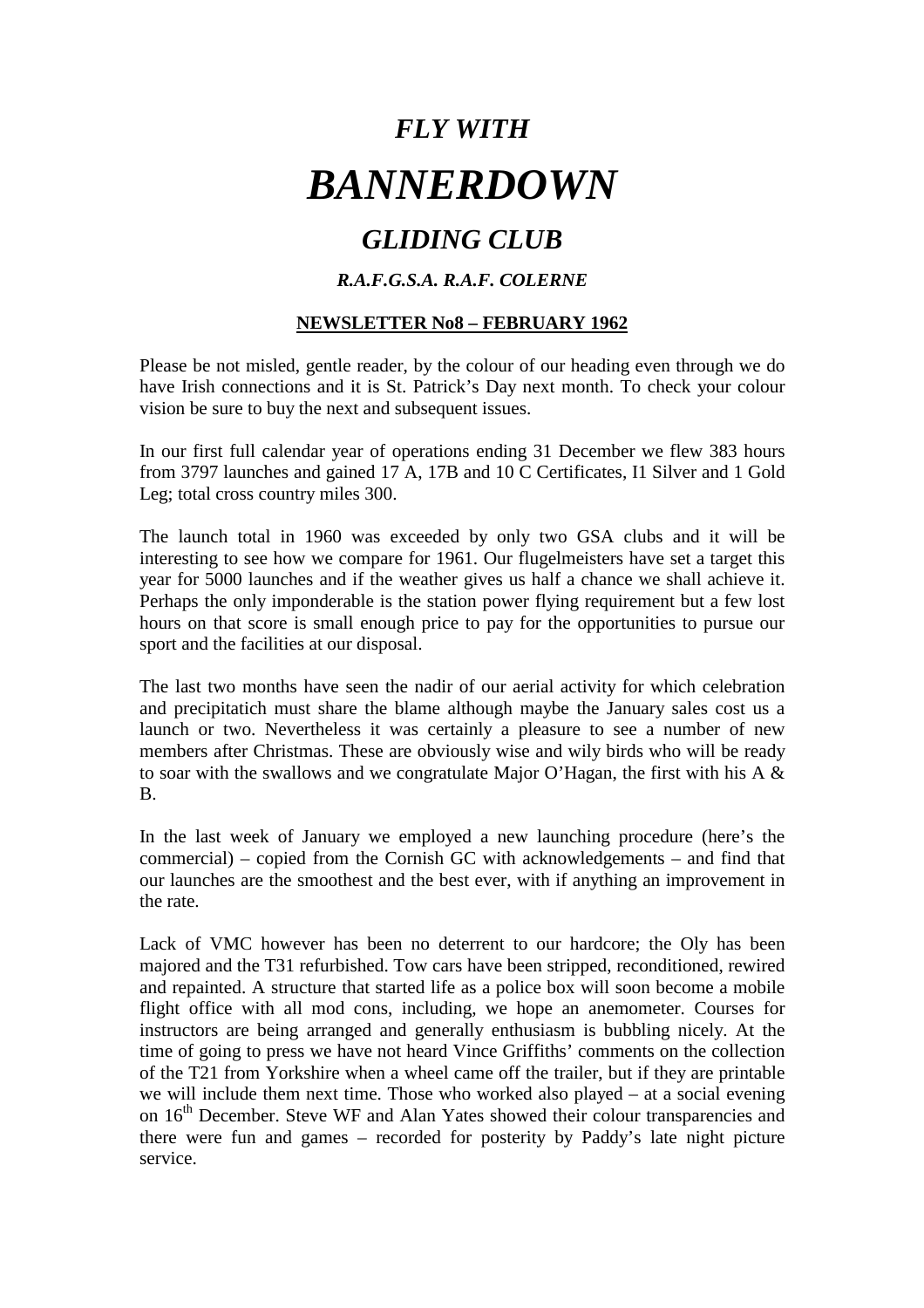# *FLY WITH*

# *BANNERDOWN*

## *GLIDING CLUB*

### *R.A.F.G.S.A. R.A.F. COLERNE*

**NEWSLETTER No8 – FEBRUARY 1962**

Please be not misled, gentle reader, by the colour of our heading even through we do have Irish connections and it is St. Patrick's Day next month. To check your colour vision be sure to buy the next and subsequent issues.

In our first full calendar year of operations ending 31 December we flew 383 hours from 3797 launches and gained 17 A, 17B and 10 C Certificates, I1 Silver and 1 Gold Leg; total cross country miles 300.

The launch total in 1960 was exceeded by only two GSA clubs and it will be interesting to see how we compare for 1961. Our flugelmeisters have set a target this year for 5000 launches and if the weather gives us half a chance we shall achieve it. Perhaps the only imponderable is the station power flying requirement but a few lost hours on that score is small enough price to pay for the opportunities to pursue our sport and the facilities at our disposal.

The last two months have seen the nadir of our aerial activity for which celebration and precipitatich must share the blame although maybe the January sales cost us a launch or two. Nevertheless it was certainly a pleasure to see a number of new members after Christmas. These are obviously wise and wily birds who will be ready to soar with the swallows and we congratulate Major O'Hagan, the first with his A & B.

In the last week of January we employed a new launching procedure (here's the commercial) – copied from the Cornish GC with acknowledgements – and find that our launches are the smoothest and the best ever, with if anything an improvement in the rate.

Lack of VMC however has been no deterrent to our hardcore; the Oly has been majored and the T31 refurbished. Tow cars have been stripped, reconditioned, rewired and repainted. A structure that started life as a police box will soon become a mobile flight office with all mod cons, including, we hope an anemometer. Courses for instructors are being arranged and generally enthusiasm is bubbling nicely. At the time of going to press we have not heard Vince Griffiths' comments on the collection of the T21 from Yorkshire when a wheel came off the trailer, but if they are printable we will include them next time. Those who worked also played – at a social evening on 16th December. Steve WF and Alan Yates showed their colour transparencies and there were fun and games – recorded for posterity by Paddy's late night picture service.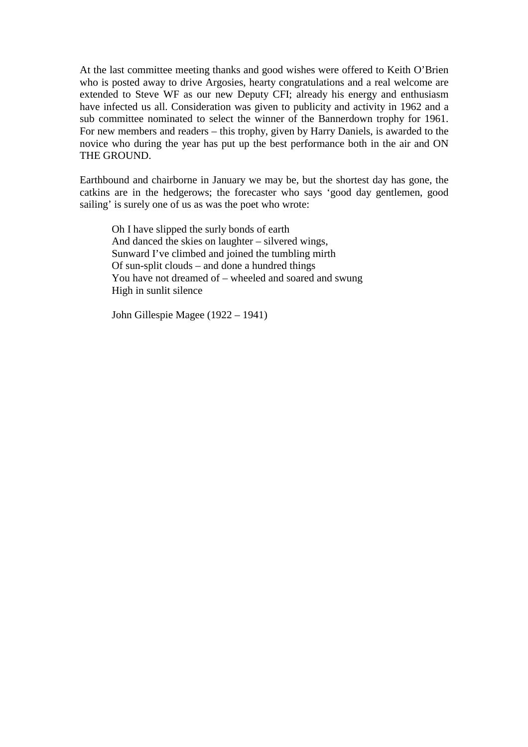At the last committee meeting thanks and good wishes were offered to Keith O'Brien who is posted away to drive Argosies, hearty congratulations and a real welcome are extended to Steve WF as our new Deputy CFI; already his energy and enthusiasm have infected us all. Consideration was given to publicity and activity in 1962 and a sub committee nominated to select the winner of the Bannerdown trophy for 1961. For new members and readers – this trophy, given by Harry Daniels, is awarded to the novice who during the year has put up the best performance both in the air and ON THE GROUND.

Earthbound and chairborne in January we may be, but the shortest day has gone, the catkins are in the hedgerows; the forecaster who says 'good day gentlemen, good sailing' is surely one of us as was the poet who wrote:

> Oh I have slipped the surly bonds of earth
> And danced the skies on laughter – silvered wings,
> Sunward I've climbed and joined the tumbling mirth
> Of sun-split clouds – and done a hundred things
> You have not dreamed of – wheeled and soared and swung
> High in sunlit silence
>
> John Gillespie Magee (1922 – 1941)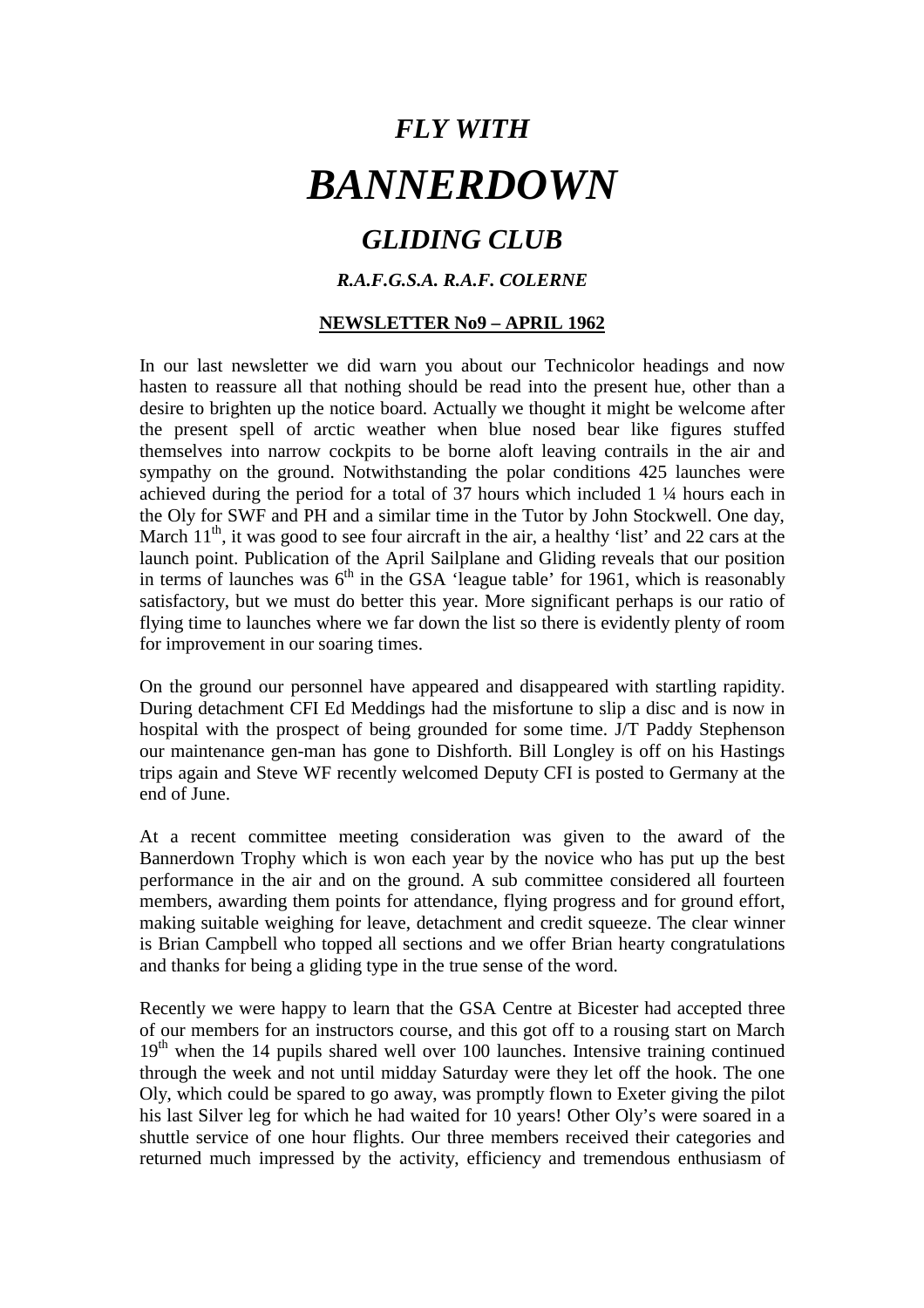# *FLY WITH*

# *BANNERDOWN*

## *GLIDING CLUB*

### *R.A.F.G.S.A. R.A.F. COLERNE*

**NEWSLETTER No9 – APRIL 1962**

In our last newsletter we did warn you about our Technicolor headings and now hasten to reassure all that nothing should be read into the present hue, other than a desire to brighten up the notice board. Actually we thought it might be welcome after the present spell of arctic weather when blue nosed bear like figures stuffed themselves into narrow cockpits to be borne aloft leaving contrails in the air and sympathy on the ground. Notwithstanding the polar conditions 425 launches were achieved during the period for a total of 37 hours which included 1 ¼ hours each in the Oly for SWF and PH and a similar time in the Tutor by John Stockwell. One day, March 11th, it was good to see four aircraft in the air, a healthy 'list' and 22 cars at the launch point. Publication of the April Sailplane and Gliding reveals that our position in terms of launches was 6th in the GSA 'league table' for 1961, which is reasonably satisfactory, but we must do better this year. More significant perhaps is our ratio of flying time to launches where we far down the list so there is evidently plenty of room for improvement in our soaring times.

On the ground our personnel have appeared and disappeared with startling rapidity. During detachment CFI Ed Meddings had the misfortune to slip a disc and is now in hospital with the prospect of being grounded for some time. J/T Paddy Stephenson our maintenance gen-man has gone to Dishforth. Bill Longley is off on his Hastings trips again and Steve WF recently welcomed Deputy CFI is posted to Germany at the end of June.

At a recent committee meeting consideration was given to the award of the Bannerdown Trophy which is won each year by the novice who has put up the best performance in the air and on the ground. A sub committee considered all fourteen members, awarding them points for attendance, flying progress and for ground effort, making suitable weighing for leave, detachment and credit squeeze. The clear winner is Brian Campbell who topped all sections and we offer Brian hearty congratulations and thanks for being a gliding type in the true sense of the word.

Recently we were happy to learn that the GSA Centre at Bicester had accepted three of our members for an instructors course, and this got off to a rousing start on March 19th when the 14 pupils shared well over 100 launches. Intensive training continued through the week and not until midday Saturday were they let off the hook. The one Oly, which could be spared to go away, was promptly flown to Exeter giving the pilot his last Silver leg for which he had waited for 10 years! Other Oly's were soared in a shuttle service of one hour flights. Our three members received their categories and returned much impressed by the activity, efficiency and tremendous enthusiasm of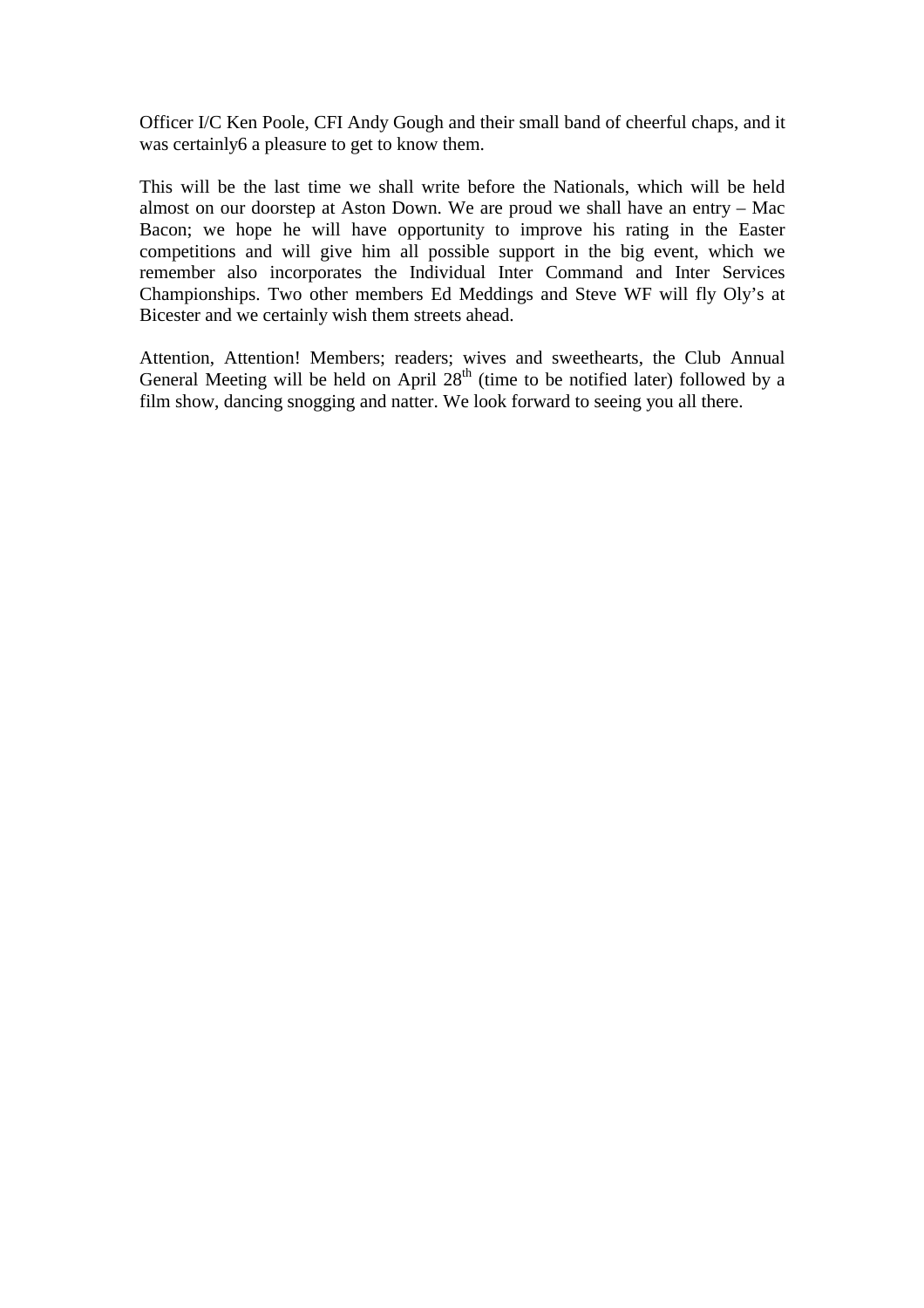Officer I/C Ken Poole, CFI Andy Gough and their small band of cheerful chaps, and it was certainly6 a pleasure to get to know them.

This will be the last time we shall write before the Nationals, which will be held almost on our doorstep at Aston Down. We are proud we shall have an entry – Mac Bacon; we hope he will have opportunity to improve his rating in the Easter competitions and will give him all possible support in the big event, which we remember also incorporates the Individual Inter Command and Inter Services Championships. Two other members Ed Meddings and Steve WF will fly Oly's at Bicester and we certainly wish them streets ahead.

Attention, Attention! Members; readers; wives and sweethearts, the Club Annual General Meeting will be held on April 28th (time to be notified later) followed by a film show, dancing snogging and natter. We look forward to seeing you all there.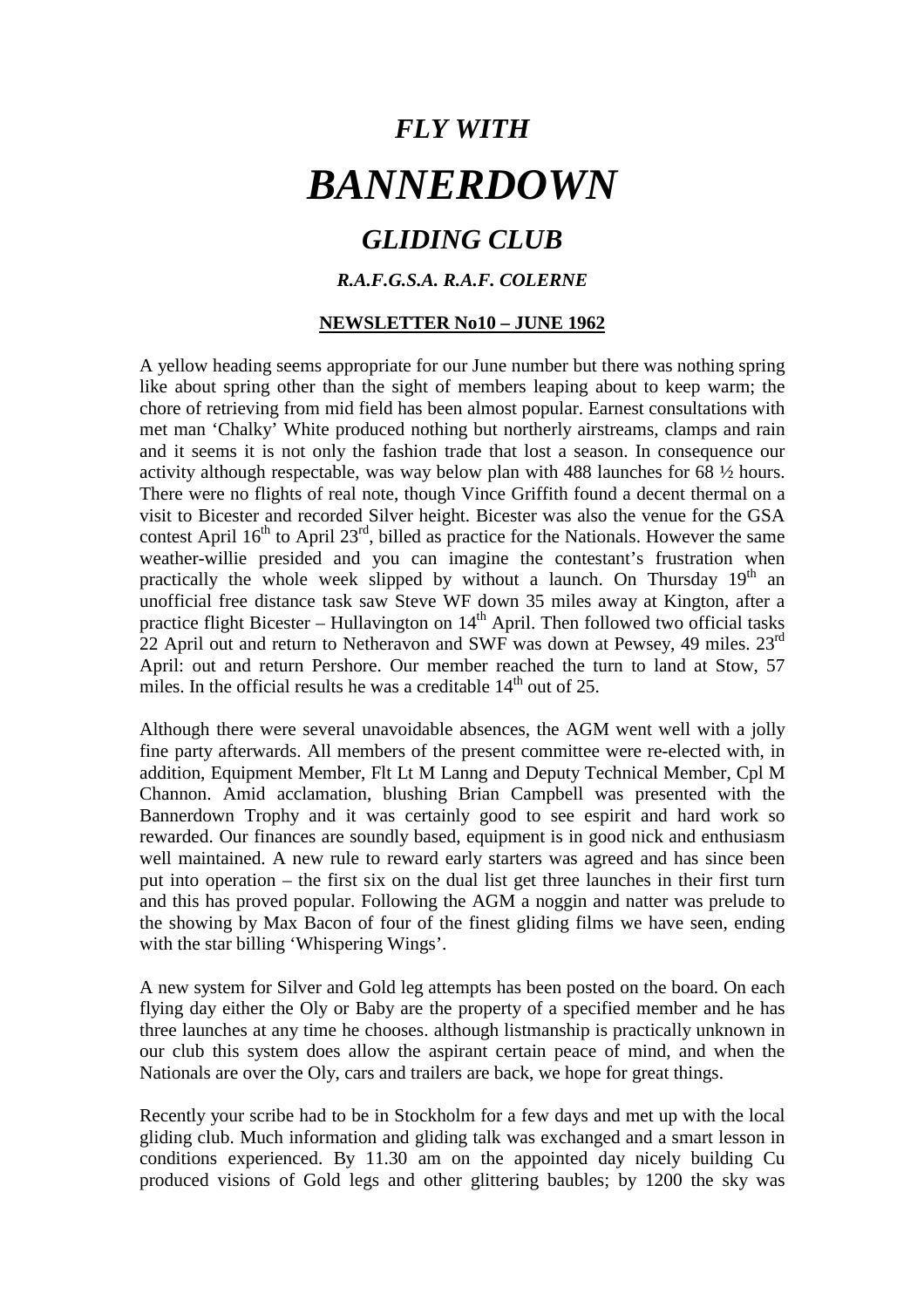# *FLY WITH*

# *BANNERDOWN*

## *GLIDING CLUB*

### *R.A.F.G.S.A. R.A.F. COLERNE*

**NEWSLETTER No10 – JUNE 1962**

A yellow heading seems appropriate for our June number but there was nothing spring like about spring other than the sight of members leaping about to keep warm; the chore of retrieving from mid field has been almost popular. Earnest consultations with met man 'Chalky' White produced nothing but northerly airstreams, clamps and rain and it seems it is not only the fashion trade that lost a season. In consequence our activity although respectable, was way below plan with 488 launches for 68 ½ hours. There were no flights of real note, though Vince Griffith found a decent thermal on a visit to Bicester and recorded Silver height. Bicester was also the venue for the GSA contest April 16th to April 23rd, billed as practice for the Nationals. However the same weather-willie presided and you can imagine the contestant's frustration when practically the whole week slipped by without a launch. On Thursday 19th an unofficial free distance task saw Steve WF down 35 miles away at Kington, after a practice flight Bicester – Hullavington on 14th April. Then followed two official tasks 22 April out and return to Netheravon and SWF was down at Pewsey, 49 miles. 23rd April: out and return Pershore. Our member reached the turn to land at Stow, 57 miles. In the official results he was a creditable 14th out of 25.

Although there were several unavoidable absences, the AGM went well with a jolly fine party afterwards. All members of the present committee were re-elected with, in addition, Equipment Member, Flt Lt M Lanng and Deputy Technical Member, Cpl M Channon. Amid acclamation, blushing Brian Campbell was presented with the Bannerdown Trophy and it was certainly good to see espirit and hard work so rewarded. Our finances are soundly based, equipment is in good nick and enthusiasm well maintained. A new rule to reward early starters was agreed and has since been put into operation – the first six on the dual list get three launches in their first turn and this has proved popular. Following the AGM a noggin and natter was prelude to the showing by Max Bacon of four of the finest gliding films we have seen, ending with the star billing 'Whispering Wings'.

A new system for Silver and Gold leg attempts has been posted on the board. On each flying day either the Oly or Baby are the property of a specified member and he has three launches at any time he chooses. although listmanship is practically unknown in our club this system does allow the aspirant certain peace of mind, and when the Nationals are over the Oly, cars and trailers are back, we hope for great things.

Recently your scribe had to be in Stockholm for a few days and met up with the local gliding club. Much information and gliding talk was exchanged and a smart lesson in conditions experienced. By 11.30 am on the appointed day nicely building Cu produced visions of Gold legs and other glittering baubles; by 1200 the sky was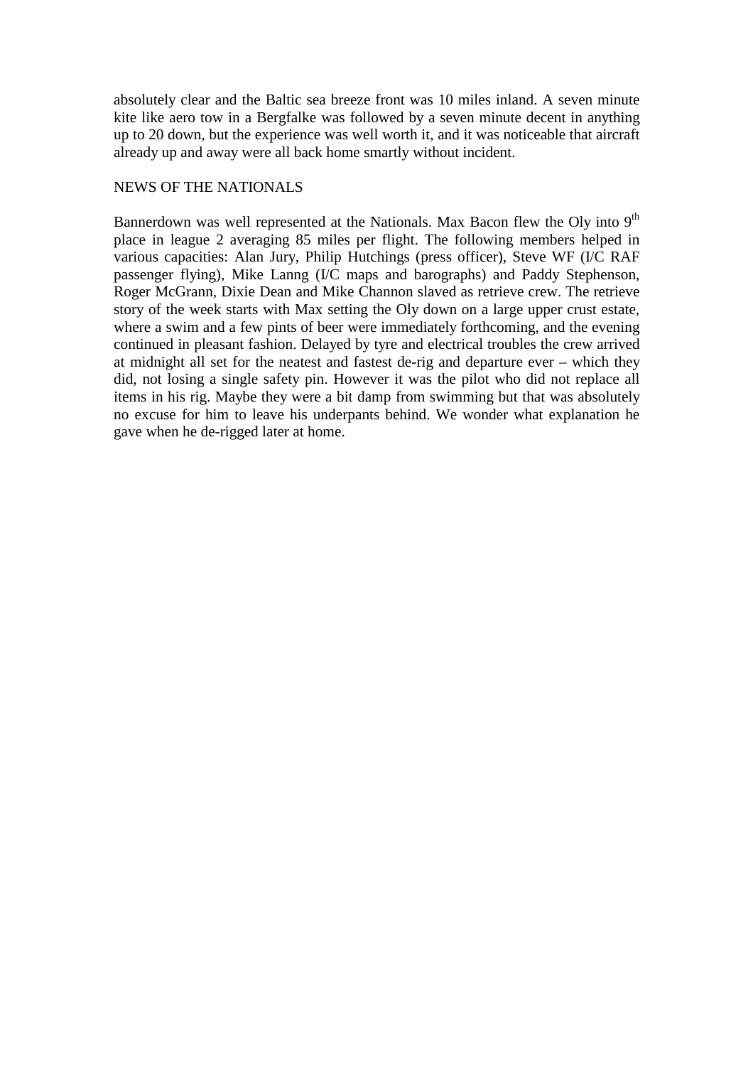absolutely clear and the Baltic sea breeze front was 10 miles inland. A seven minute kite like aero tow in a Bergfalke was followed by a seven minute decent in anything up to 20 down, but the experience was well worth it, and it was noticeable that aircraft already up and away were all back home smartly without incident.

NEWS OF THE NATIONALS

Bannerdown was well represented at the Nationals. Max Bacon flew the Oly into 9th place in league 2 averaging 85 miles per flight. The following members helped in various capacities: Alan Jury, Philip Hutchings (press officer), Steve WF (I/C RAF passenger flying), Mike Lanng (I/C maps and barographs) and Paddy Stephenson, Roger McGrann, Dixie Dean and Mike Channon slaved as retrieve crew. The retrieve story of the week starts with Max setting the Oly down on a large upper crust estate, where a swim and a few pints of beer were immediately forthcoming, and the evening continued in pleasant fashion. Delayed by tyre and electrical troubles the crew arrived at midnight all set for the neatest and fastest de-rig and departure ever – which they did, not losing a single safety pin. However it was the pilot who did not replace all items in his rig. Maybe they were a bit damp from swimming but that was absolutely no excuse for him to leave his underpants behind. We wonder what explanation he gave when he de-rigged later at home.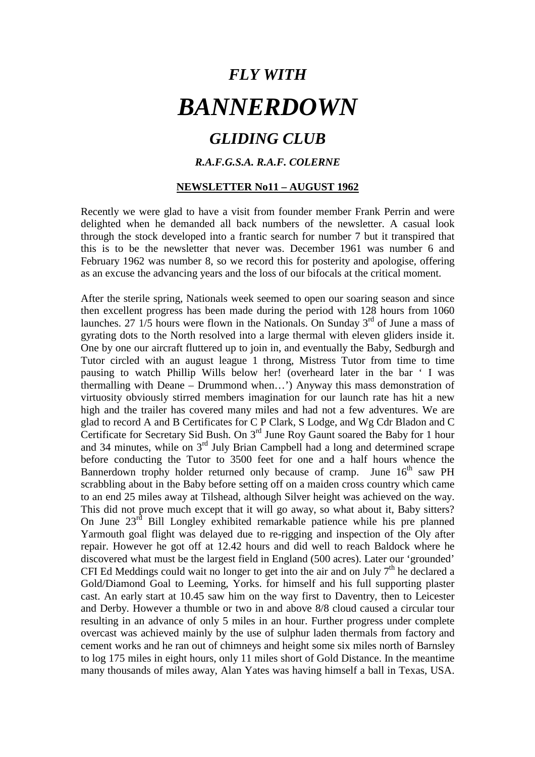# *FLY WITH*

# *BANNERDOWN*

## *GLIDING CLUB*

### *R.A.F.G.S.A. R.A.F. COLERNE*

**NEWSLETTER No11 – AUGUST 1962**

Recently we were glad to have a visit from founder member Frank Perrin and were delighted when he demanded all back numbers of the newsletter. A casual look through the stock developed into a frantic search for number 7 but it transpired that this is to be the newsletter that never was. December 1961 was number 6 and February 1962 was number 8, so we record this for posterity and apologise, offering as an excuse the advancing years and the loss of our bifocals at the critical moment.

After the sterile spring, Nationals week seemed to open our soaring season and since then excellent progress has been made during the period with 128 hours from 1060 launches. 27 1/5 hours were flown in the Nationals. On Sunday 3rd of June a mass of gyrating dots to the North resolved into a large thermal with eleven gliders inside it. One by one our aircraft fluttered up to join in, and eventually the Baby, Sedburgh and Tutor circled with an august league 1 throng, Mistress Tutor from time to time pausing to watch Phillip Wills below her! (overheard later in the bar ' I was thermalling with Deane – Drummond when…') Anyway this mass demonstration of virtuosity obviously stirred members imagination for our launch rate has hit a new high and the trailer has covered many miles and had not a few adventures. We are glad to record A and B Certificates for C P Clark, S Lodge, and Wg Cdr Bladon and C Certificate for Secretary Sid Bush. On 3rd June Roy Gaunt soared the Baby for 1 hour and 34 minutes, while on 3rd July Brian Campbell had a long and determined scrape before conducting the Tutor to 3500 feet for one and a half hours whence the Bannerdown trophy holder returned only because of cramp. June 16th saw PH scrabbling about in the Baby before setting off on a maiden cross country which came to an end 25 miles away at Tilshead, although Silver height was achieved on the way. This did not prove much except that it will go away, so what about it, Baby sitters? On June 23rd Bill Longley exhibited remarkable patience while his pre planned Yarmouth goal flight was delayed due to re-rigging and inspection of the Oly after repair. However he got off at 12.42 hours and did well to reach Baldock where he discovered what must be the largest field in England (500 acres). Later our 'grounded' CFI Ed Meddings could wait no longer to get into the air and on July 7th he declared a Gold/Diamond Goal to Leeming, Yorks. for himself and his full supporting plaster cast. An early start at 10.45 saw him on the way first to Daventry, then to Leicester and Derby. However a thumble or two in and above 8/8 cloud caused a circular tour resulting in an advance of only 5 miles in an hour. Further progress under complete overcast was achieved mainly by the use of sulphur laden thermals from factory and cement works and he ran out of chimneys and height some six miles north of Barnsley to log 175 miles in eight hours, only 11 miles short of Gold Distance. In the meantime many thousands of miles away, Alan Yates was having himself a ball in Texas, USA.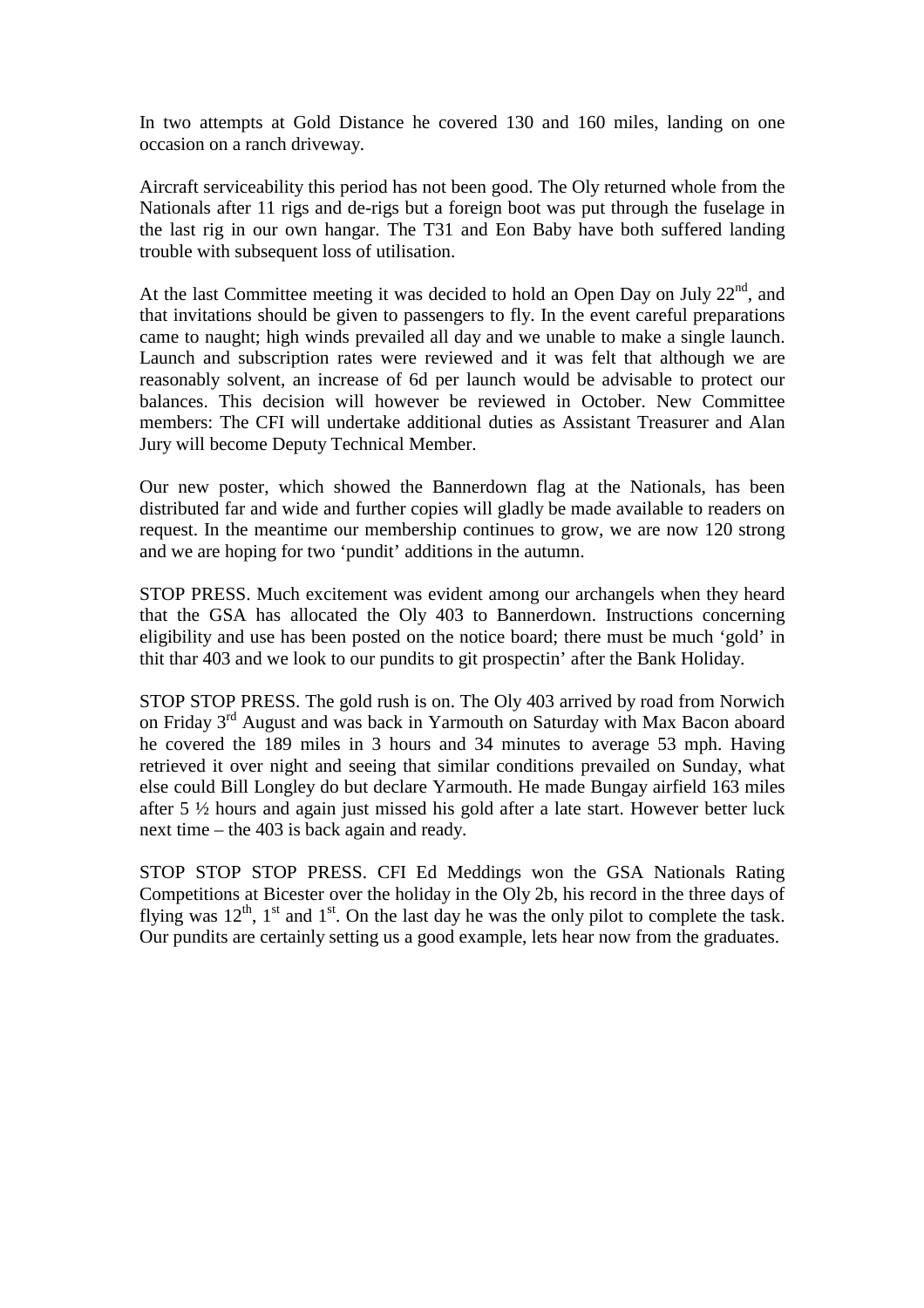In two attempts at Gold Distance he covered 130 and 160 miles, landing on one occasion on a ranch driveway.

Aircraft serviceability this period has not been good. The Oly returned whole from the Nationals after 11 rigs and de-rigs but a foreign boot was put through the fuselage in the last rig in our own hangar. The T31 and Eon Baby have both suffered landing trouble with subsequent loss of utilisation.

At the last Committee meeting it was decided to hold an Open Day on July 22nd, and that invitations should be given to passengers to fly. In the event careful preparations came to naught; high winds prevailed all day and we unable to make a single launch. Launch and subscription rates were reviewed and it was felt that although we are reasonably solvent, an increase of 6d per launch would be advisable to protect our balances. This decision will however be reviewed in October. New Committee members: The CFI will undertake additional duties as Assistant Treasurer and Alan Jury will become Deputy Technical Member.

Our new poster, which showed the Bannerdown flag at the Nationals, has been distributed far and wide and further copies will gladly be made available to readers on request. In the meantime our membership continues to grow, we are now 120 strong and we are hoping for two 'pundit' additions in the autumn.

STOP PRESS. Much excitement was evident among our archangels when they heard that the GSA has allocated the Oly 403 to Bannerdown. Instructions concerning eligibility and use has been posted on the notice board; there must be much 'gold' in thit thar 403 and we look to our pundits to git prospectin' after the Bank Holiday.

STOP STOP PRESS. The gold rush is on. The Oly 403 arrived by road from Norwich on Friday 3rd August and was back in Yarmouth on Saturday with Max Bacon aboard he covered the 189 miles in 3 hours and 34 minutes to average 53 mph. Having retrieved it over night and seeing that similar conditions prevailed on Sunday, what else could Bill Longley do but declare Yarmouth. He made Bungay airfield 163 miles after 5 ½ hours and again just missed his gold after a late start. However better luck next time – the 403 is back again and ready.

STOP STOP STOP PRESS. CFI Ed Meddings won the GSA Nationals Rating Competitions at Bicester over the holiday in the Oly 2b, his record in the three days of flying was 12th, 1st and 1st. On the last day he was the only pilot to complete the task. Our pundits are certainly setting us a good example, lets hear now from the graduates.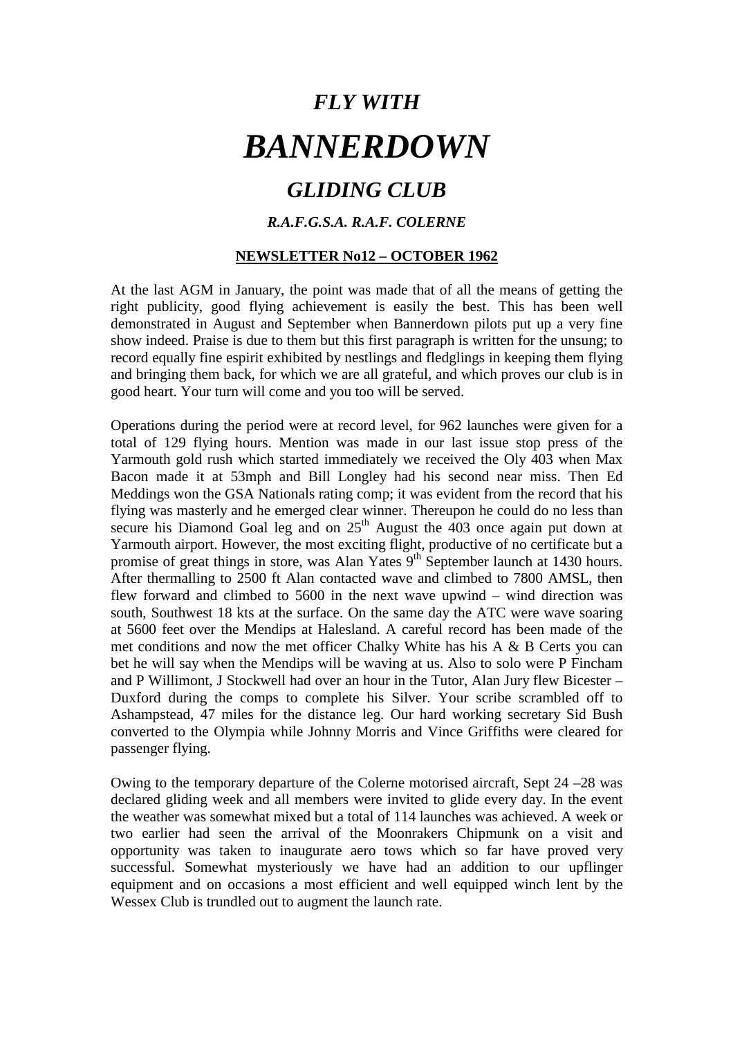# *FLY WITH*

# *BANNERDOWN*

## *GLIDING CLUB*

### *R.A.F.G.S.A. R.A.F. COLERNE*

**NEWSLETTER No12 – OCTOBER 1962**

At the last AGM in January, the point was made that of all the means of getting the right publicity, good flying achievement is easily the best. This has been well demonstrated in August and September when Bannerdown pilots put up a very fine show indeed. Praise is due to them but this first paragraph is written for the unsung; to record equally fine espirit exhibited by nestlings and fledglings in keeping them flying and bringing them back, for which we are all grateful, and which proves our club is in good heart. Your turn will come and you too will be served.

Operations during the period were at record level, for 962 launches were given for a total of 129 flying hours. Mention was made in our last issue stop press of the Yarmouth gold rush which started immediately we received the Oly 403 when Max Bacon made it at 53mph and Bill Longley had his second near miss. Then Ed Meddings won the GSA Nationals rating comp; it was evident from the record that his flying was masterly and he emerged clear winner. Thereupon he could do no less than secure his Diamond Goal leg and on 25th August the 403 once again put down at Yarmouth airport. However, the most exciting flight, productive of no certificate but a promise of great things in store, was Alan Yates 9th September launch at 1430 hours. After thermalling to 2500 ft Alan contacted wave and climbed to 7800 AMSL, then flew forward and climbed to 5600 in the next wave upwind – wind direction was south, Southwest 18 kts at the surface. On the same day the ATC were wave soaring at 5600 feet over the Mendips at Halesland. A careful record has been made of the met conditions and now the met officer Chalky White has his A & B Certs you can bet he will say when the Mendips will be waving at us. Also to solo were P Fincham and P Willimont, J Stockwell had over an hour in the Tutor, Alan Jury flew Bicester – Duxford during the comps to complete his Silver. Your scribe scrambled off to Ashampstead, 47 miles for the distance leg. Our hard working secretary Sid Bush converted to the Olympia while Johnny Morris and Vince Griffiths were cleared for passenger flying.

Owing to the temporary departure of the Colerne motorised aircraft, Sept 24 –28 was declared gliding week and all members were invited to glide every day. In the event the weather was somewhat mixed but a total of 114 launches was achieved. A week or two earlier had seen the arrival of the Moonrakers Chipmunk on a visit and opportunity was taken to inaugurate aero tows which so far have proved very successful. Somewhat mysteriously we have had an addition to our upflinger equipment and on occasions a most efficient and well equipped winch lent by the Wessex Club is trundled out to augment the launch rate.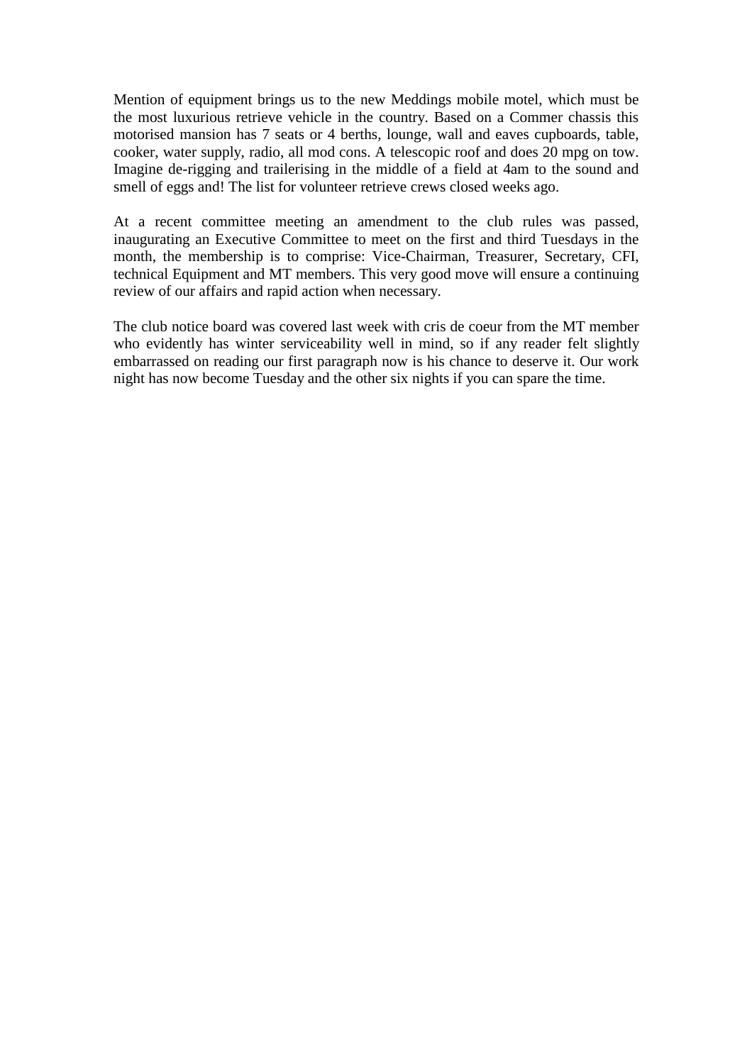Mention of equipment brings us to the new Meddings mobile motel, which must be the most luxurious retrieve vehicle in the country. Based on a Commer chassis this motorised mansion has 7 seats or 4 berths, lounge, wall and eaves cupboards, table, cooker, water supply, radio, all mod cons. A telescopic roof and does 20 mpg on tow. Imagine de-rigging and trailerising in the middle of a field at 4am to the sound and smell of eggs and! The list for volunteer retrieve crews closed weeks ago.

At a recent committee meeting an amendment to the club rules was passed, inaugurating an Executive Committee to meet on the first and third Tuesdays in the month, the membership is to comprise: Vice-Chairman, Treasurer, Secretary, CFI, technical Equipment and MT members. This very good move will ensure a continuing review of our affairs and rapid action when necessary.

The club notice board was covered last week with cris de coeur from the MT member who evidently has winter serviceability well in mind, so if any reader felt slightly embarrassed on reading our first paragraph now is his chance to deserve it. Our work night has now become Tuesday and the other six nights if you can spare the time.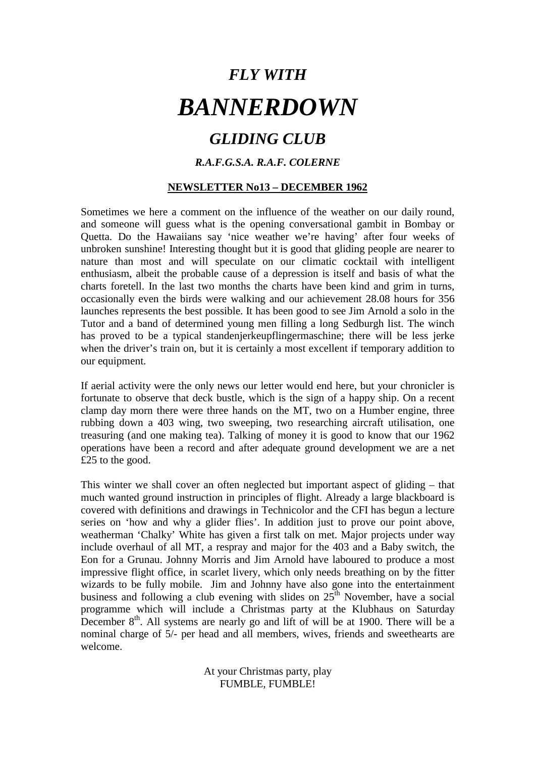# *FLY WITH*

# *BANNERDOWN*

## *GLIDING CLUB*

### *R.A.F.G.S.A. R.A.F. COLERNE*

**NEWSLETTER No13 – DECEMBER 1962**

Sometimes we here a comment on the influence of the weather on our daily round, and someone will guess what is the opening conversational gambit in Bombay or Quetta. Do the Hawaiians say 'nice weather we're having' after four weeks of unbroken sunshine! Interesting thought but it is good that gliding people are nearer to nature than most and will speculate on our climatic cocktail with intelligent enthusiasm, albeit the probable cause of a depression is itself and basis of what the charts foretell. In the last two months the charts have been kind and grim in turns, occasionally even the birds were walking and our achievement 28.08 hours for 356 launches represents the best possible. It has been good to see Jim Arnold a solo in the Tutor and a band of determined young men filling a long Sedburgh list. The winch has proved to be a typical standenjerkeupflingermaschine; there will be less jerke when the driver's train on, but it is certainly a most excellent if temporary addition to our equipment.

If aerial activity were the only news our letter would end here, but your chronicler is fortunate to observe that deck bustle, which is the sign of a happy ship. On a recent clamp day morn there were three hands on the MT, two on a Humber engine, three rubbing down a 403 wing, two sweeping, two researching aircraft utilisation, one treasuring (and one making tea). Talking of money it is good to know that our 1962 operations have been a record and after adequate ground development we are a net £25 to the good.

This winter we shall cover an often neglected but important aspect of gliding – that much wanted ground instruction in principles of flight. Already a large blackboard is covered with definitions and drawings in Technicolor and the CFI has begun a lecture series on 'how and why a glider flies'. In addition just to prove our point above, weatherman 'Chalky' White has given a first talk on met. Major projects under way include overhaul of all MT, a respray and major for the 403 and a Baby switch, the Eon for a Grunau. Johnny Morris and Jim Arnold have laboured to produce a most impressive flight office, in scarlet livery, which only needs breathing on by the fitter wizards to be fully mobile. Jim and Johnny have also gone into the entertainment business and following a club evening with slides on 25th November, have a social programme which will include a Christmas party at the Klubhaus on Saturday December 8th. All systems are nearly go and lift of will be at 1900. There will be a nominal charge of 5/- per head and all members, wives, friends and sweethearts are welcome.

At your Christmas party, play
FUMBLE, FUMBLE!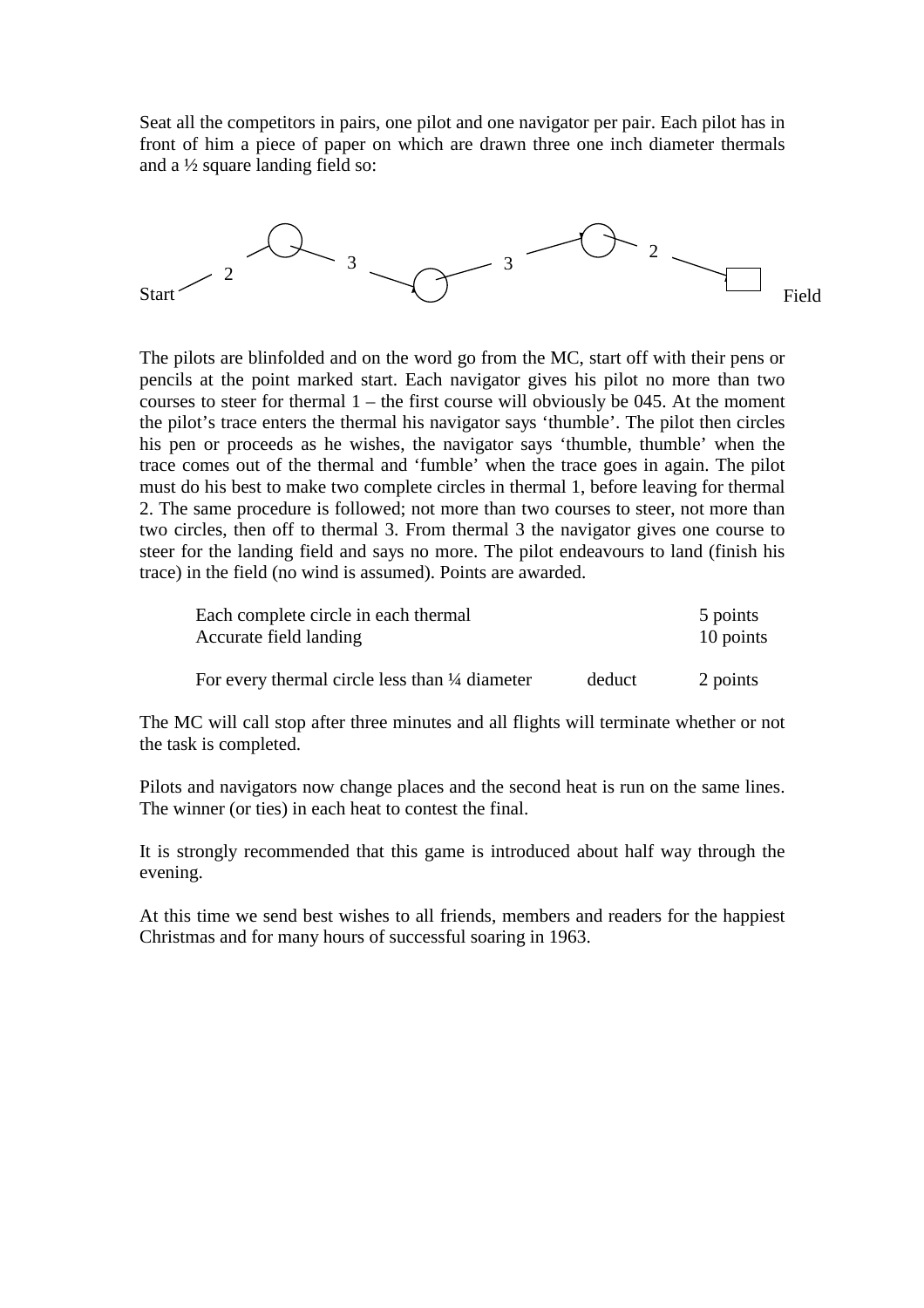Seat all the competitors in pairs, one pilot and one navigator per pair. Each pilot has in front of him a piece of paper on which are drawn three one inch diameter thermals and a ½ square landing field so:

Start 2 3 3 2 Field

The pilots are blinfolded and on the word go from the MC, start off with their pens or pencils at the point marked start. Each navigator gives his pilot no more than two courses to steer for thermal 1 – the first course will obviously be 045. At the moment the pilot's trace enters the thermal his navigator says 'thumble'. The pilot then circles his pen or proceeds as he wishes, the navigator says 'thumble, thumble' when the trace comes out of the thermal and 'fumble' when the trace goes in again. The pilot must do his best to make two complete circles in thermal 1, before leaving for thermal 2. The same procedure is followed; not more than two courses to steer, not more than two circles, then off to thermal 3. From thermal 3 the navigator gives one course to steer for the landing field and says no more. The pilot endeavours to land (finish his trace) in the field (no wind is assumed). Points are awarded.

| | | |
|---|---|---|
| Each complete circle in each thermal | | 5 points |
| Accurate field landing | | 10 points |
| For every thermal circle less than ¼ diameter | deduct | 2 points |

The MC will call stop after three minutes and all flights will terminate whether or not the task is completed.

Pilots and navigators now change places and the second heat is run on the same lines. The winner (or ties) in each heat to contest the final.

It is strongly recommended that this game is introduced about half way through the evening.

At this time we send best wishes to all friends, members and readers for the happiest Christmas and for many hours of successful soaring in 1963.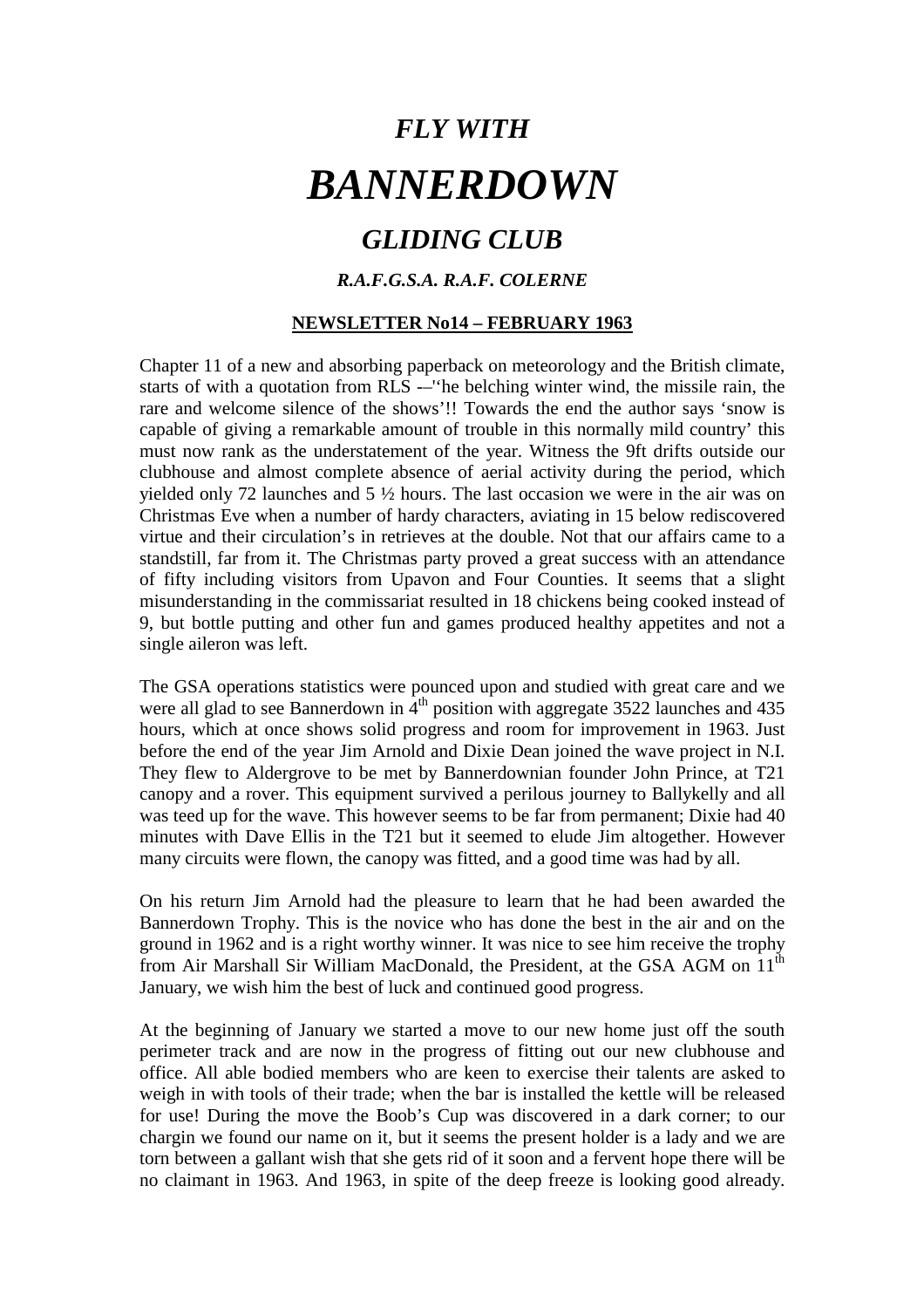# *FLY WITH*

# *BANNERDOWN*

## *GLIDING CLUB*

### *R.A.F.G.S.A. R.A.F. COLERNE*

**NEWSLETTER No14 – FEBRUARY 1963**

Chapter 11 of a new and absorbing paperback on meteorology and the British climate, starts of with a quotation from RLS -–'‘he belching winter wind, the missile rain, the rare and welcome silence of the shows’!! Towards the end the author says ‘snow is capable of giving a remarkable amount of trouble in this normally mild country’ this must now rank as the understatement of the year. Witness the 9ft drifts outside our clubhouse and almost complete absence of aerial activity during the period, which yielded only 72 launches and 5 ½ hours. The last occasion we were in the air was on Christmas Eve when a number of hardy characters, aviating in 15 below rediscovered virtue and their circulation’s in retrieves at the double. Not that our affairs came to a standstill, far from it. The Christmas party proved a great success with an attendance of fifty including visitors from Upavon and Four Counties. It seems that a slight misunderstanding in the commissariat resulted in 18 chickens being cooked instead of 9, but bottle putting and other fun and games produced healthy appetites and not a single aileron was left.

The GSA operations statistics were pounced upon and studied with great care and we were all glad to see Bannerdown in 4th position with aggregate 3522 launches and 435 hours, which at once shows solid progress and room for improvement in 1963. Just before the end of the year Jim Arnold and Dixie Dean joined the wave project in N.I. They flew to Aldergrove to be met by Bannerdownian founder John Prince, at T21 canopy and a rover. This equipment survived a perilous journey to Ballykelly and all was teed up for the wave. This however seems to be far from permanent; Dixie had 40 minutes with Dave Ellis in the T21 but it seemed to elude Jim altogether. However many circuits were flown, the canopy was fitted, and a good time was had by all.

On his return Jim Arnold had the pleasure to learn that he had been awarded the Bannerdown Trophy. This is the novice who has done the best in the air and on the ground in 1962 and is a right worthy winner. It was nice to see him receive the trophy from Air Marshall Sir William MacDonald, the President, at the GSA AGM on 11th January, we wish him the best of luck and continued good progress.

At the beginning of January we started a move to our new home just off the south perimeter track and are now in the progress of fitting out our new clubhouse and office. All able bodied members who are keen to exercise their talents are asked to weigh in with tools of their trade; when the bar is installed the kettle will be released for use! During the move the Boob’s Cup was discovered in a dark corner; to our chargin we found our name on it, but it seems the present holder is a lady and we are torn between a gallant wish that she gets rid of it soon and a fervent hope there will be no claimant in 1963. And 1963, in spite of the deep freeze is looking good already.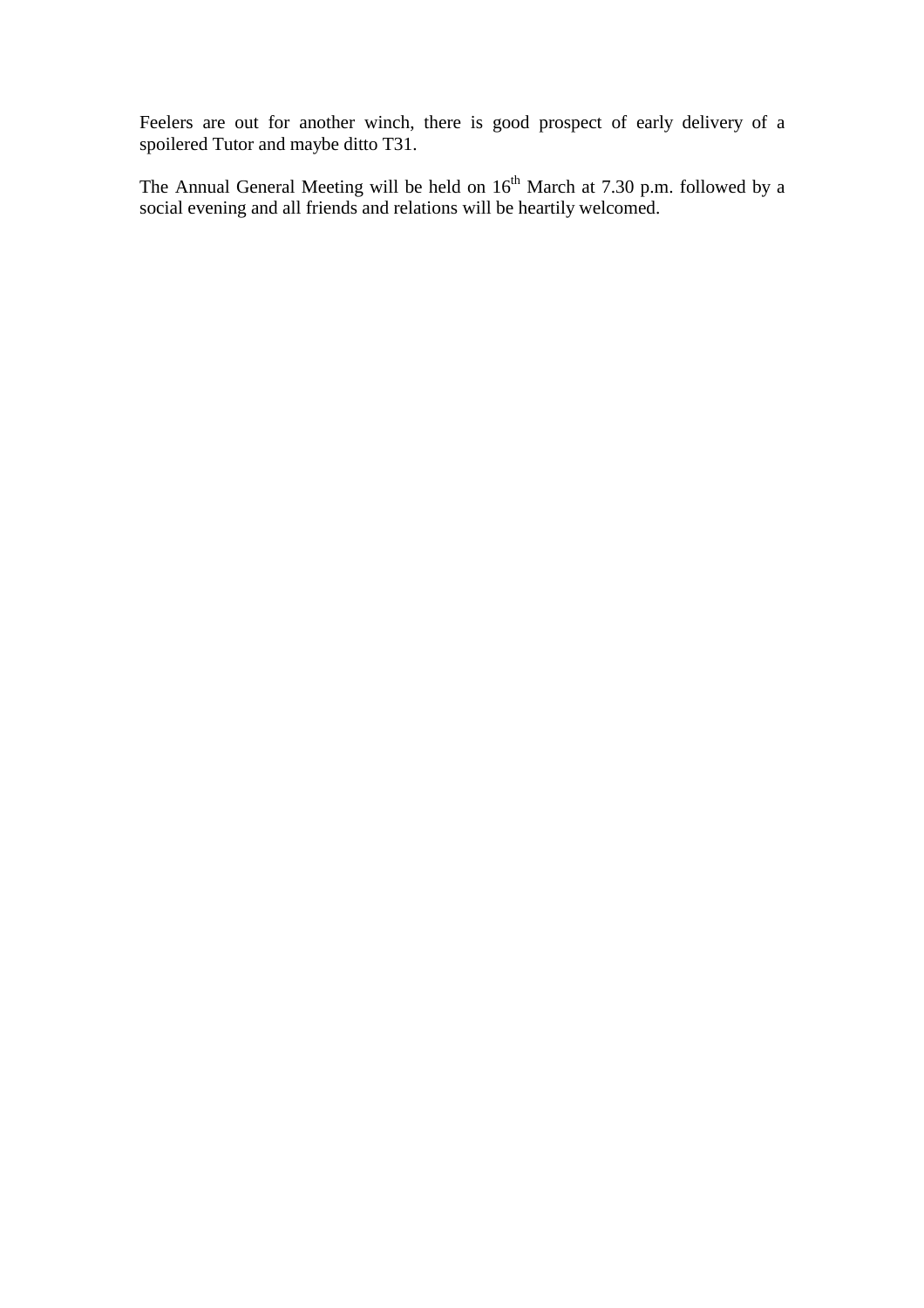Feelers are out for another winch, there is good prospect of early delivery of a spoilered Tutor and maybe ditto T31.

The Annual General Meeting will be held on 16th March at 7.30 p.m. followed by a social evening and all friends and relations will be heartily welcomed.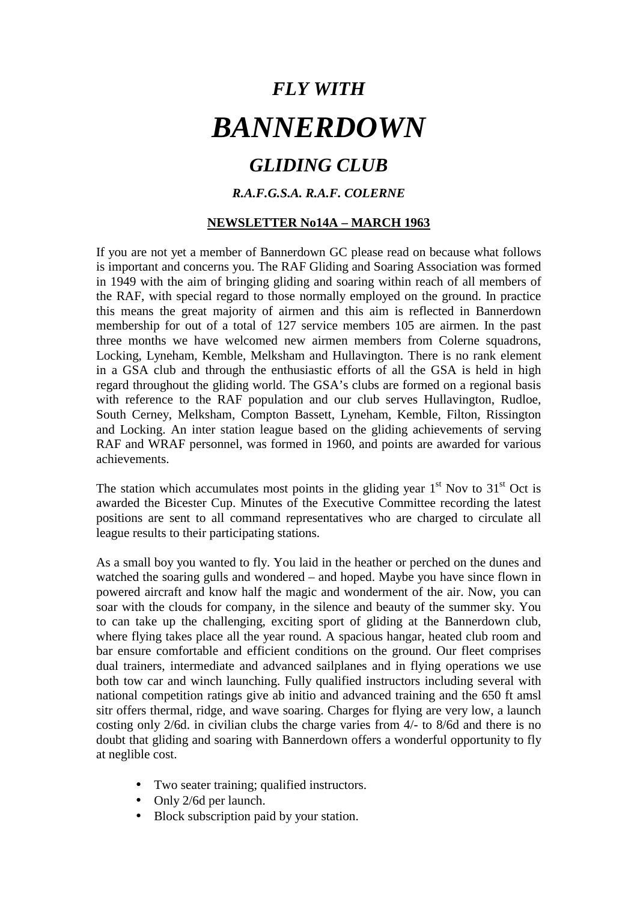# *FLY WITH*

# *BANNERDOWN*

## *GLIDING CLUB*

### *R.A.F.G.S.A. R.A.F. COLERNE*

**NEWSLETTER No14A – MARCH 1963**

If you are not yet a member of Bannerdown GC please read on because what follows is important and concerns you. The RAF Gliding and Soaring Association was formed in 1949 with the aim of bringing gliding and soaring within reach of all members of the RAF, with special regard to those normally employed on the ground. In practice this means the great majority of airmen and this aim is reflected in Bannerdown membership for out of a total of 127 service members 105 are airmen. In the past three months we have welcomed new airmen members from Colerne squadrons, Locking, Lyneham, Kemble, Melksham and Hullavington. There is no rank element in a GSA club and through the enthusiastic efforts of all the GSA is held in high regard throughout the gliding world. The GSA's clubs are formed on a regional basis with reference to the RAF population and our club serves Hullavington, Rudloe, South Cerney, Melksham, Compton Bassett, Lyneham, Kemble, Filton, Rissington and Locking. An inter station league based on the gliding achievements of serving RAF and WRAF personnel, was formed in 1960, and points are awarded for various achievements.

The station which accumulates most points in the gliding year 1st Nov to 31st Oct is awarded the Bicester Cup. Minutes of the Executive Committee recording the latest positions are sent to all command representatives who are charged to circulate all league results to their participating stations.

As a small boy you wanted to fly. You laid in the heather or perched on the dunes and watched the soaring gulls and wondered – and hoped. Maybe you have since flown in powered aircraft and know half the magic and wonderment of the air. Now, you can soar with the clouds for company, in the silence and beauty of the summer sky. You to can take up the challenging, exciting sport of gliding at the Bannerdown club, where flying takes place all the year round. A spacious hangar, heated club room and bar ensure comfortable and efficient conditions on the ground. Our fleet comprises dual trainers, intermediate and advanced sailplanes and in flying operations we use both tow car and winch launching. Fully qualified instructors including several with national competition ratings give ab initio and advanced training and the 650 ft amsl sitr offers thermal, ridge, and wave soaring. Charges for flying are very low, a launch costing only 2/6d. in civilian clubs the charge varies from 4/- to 8/6d and there is no doubt that gliding and soaring with Bannerdown offers a wonderful opportunity to fly at neglible cost.

- Two seater training; qualified instructors.
- Only 2/6d per launch.
- Block subscription paid by your station.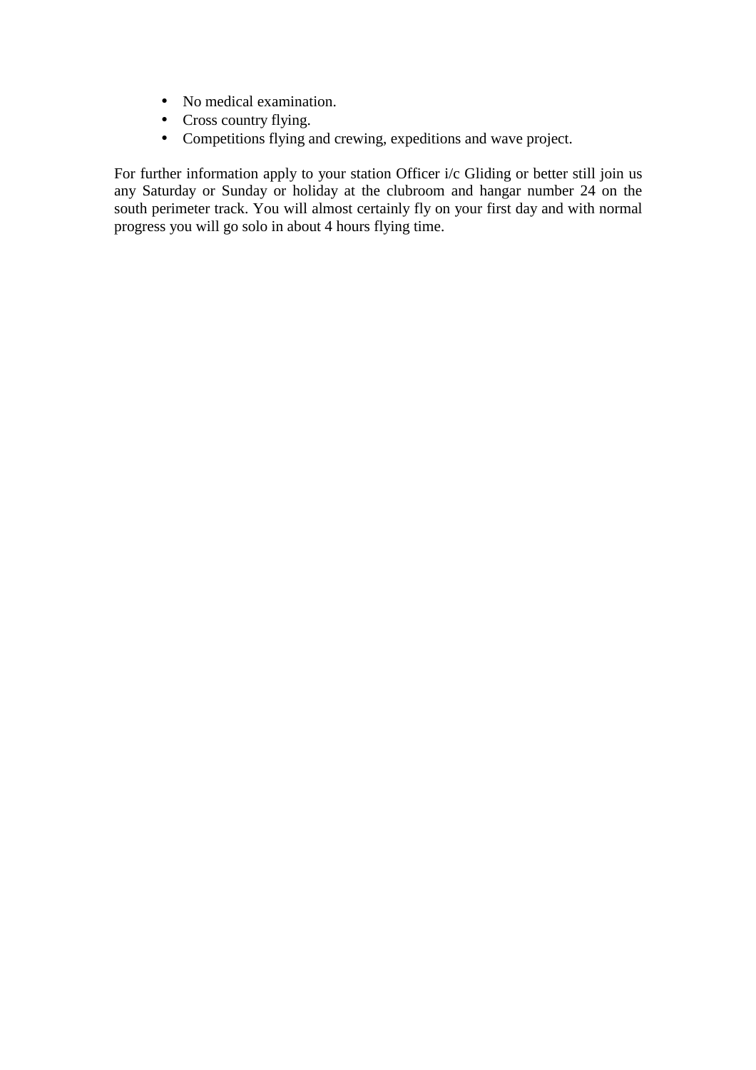- No medical examination.
- Cross country flying.
- Competitions flying and crewing, expeditions and wave project.

For further information apply to your station Officer i/c Gliding or better still join us any Saturday or Sunday or holiday at the clubroom and hangar number 24 on the south perimeter track. You will almost certainly fly on your first day and with normal progress you will go solo in about 4 hours flying time.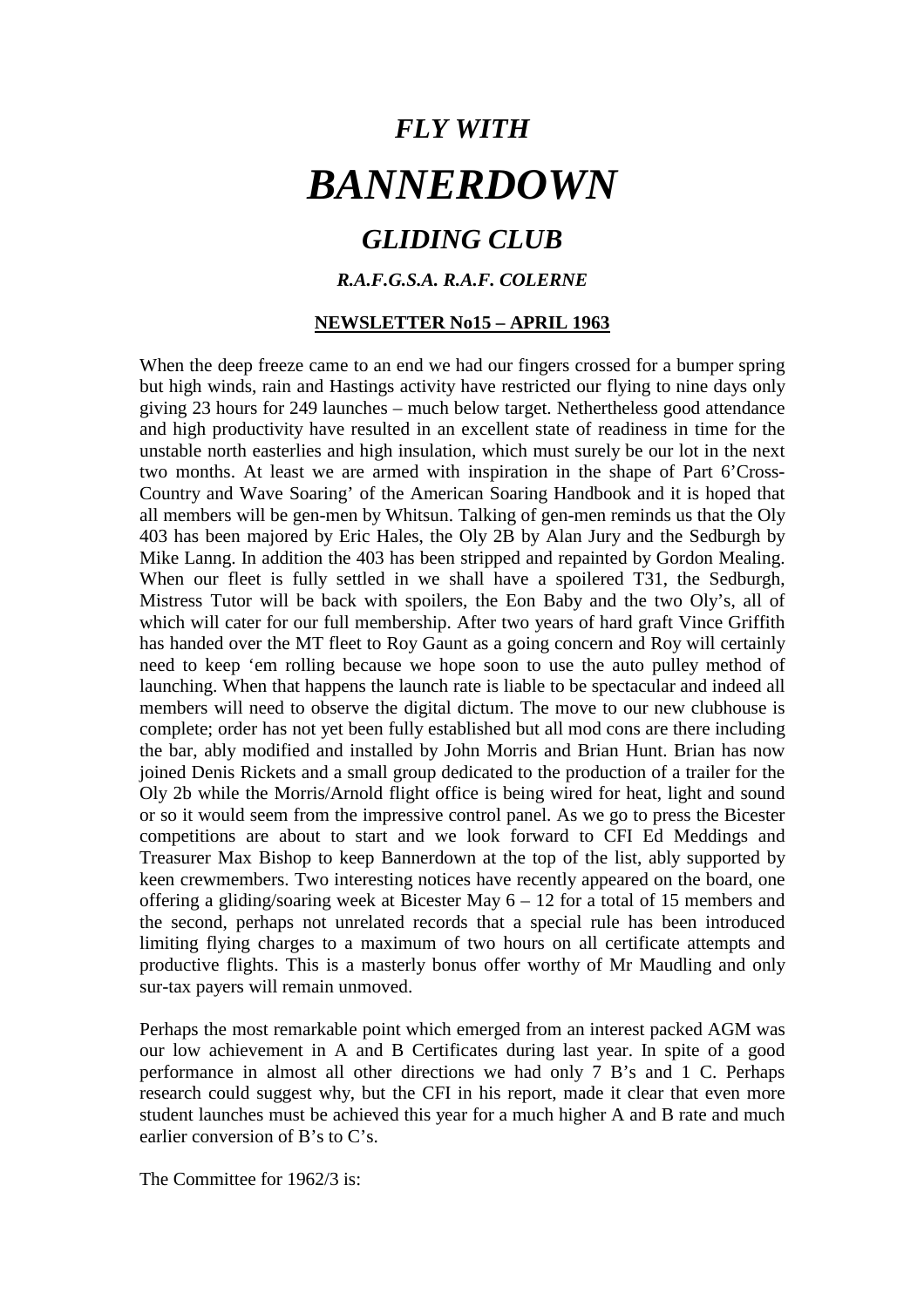# *FLY WITH*

# *BANNERDOWN*

## *GLIDING CLUB*

### *R.A.F.G.S.A. R.A.F. COLERNE*

**NEWSLETTER No15 – APRIL 1963**

When the deep freeze came to an end we had our fingers crossed for a bumper spring but high winds, rain and Hastings activity have restricted our flying to nine days only giving 23 hours for 249 launches – much below target. Nethertheless good attendance and high productivity have resulted in an excellent state of readiness in time for the unstable north easterlies and high insulation, which must surely be our lot in the next two months. At least we are armed with inspiration in the shape of Part 6'Cross-Country and Wave Soaring' of the American Soaring Handbook and it is hoped that all members will be gen-men by Whitsun. Talking of gen-men reminds us that the Oly 403 has been majored by Eric Hales, the Oly 2B by Alan Jury and the Sedburgh by Mike Lanng. In addition the 403 has been stripped and repainted by Gordon Mealing. When our fleet is fully settled in we shall have a spoilered T31, the Sedburgh, Mistress Tutor will be back with spoilers, the Eon Baby and the two Oly's, all of which will cater for our full membership. After two years of hard graft Vince Griffith has handed over the MT fleet to Roy Gaunt as a going concern and Roy will certainly need to keep 'em rolling because we hope soon to use the auto pulley method of launching. When that happens the launch rate is liable to be spectacular and indeed all members will need to observe the digital dictum. The move to our new clubhouse is complete; order has not yet been fully established but all mod cons are there including the bar, ably modified and installed by John Morris and Brian Hunt. Brian has now joined Denis Rickets and a small group dedicated to the production of a trailer for the Oly 2b while the Morris/Arnold flight office is being wired for heat, light and sound or so it would seem from the impressive control panel. As we go to press the Bicester competitions are about to start and we look forward to CFI Ed Meddings and Treasurer Max Bishop to keep Bannerdown at the top of the list, ably supported by keen crewmembers. Two interesting notices have recently appeared on the board, one offering a gliding/soaring week at Bicester May 6 – 12 for a total of 15 members and the second, perhaps not unrelated records that a special rule has been introduced limiting flying charges to a maximum of two hours on all certificate attempts and productive flights. This is a masterly bonus offer worthy of Mr Maudling and only sur-tax payers will remain unmoved.

Perhaps the most remarkable point which emerged from an interest packed AGM was our low achievement in A and B Certificates during last year. In spite of a good performance in almost all other directions we had only 7 B's and 1 C. Perhaps research could suggest why, but the CFI in his report, made it clear that even more student launches must be achieved this year for a much higher A and B rate and much earlier conversion of B's to C's.

The Committee for 1962/3 is: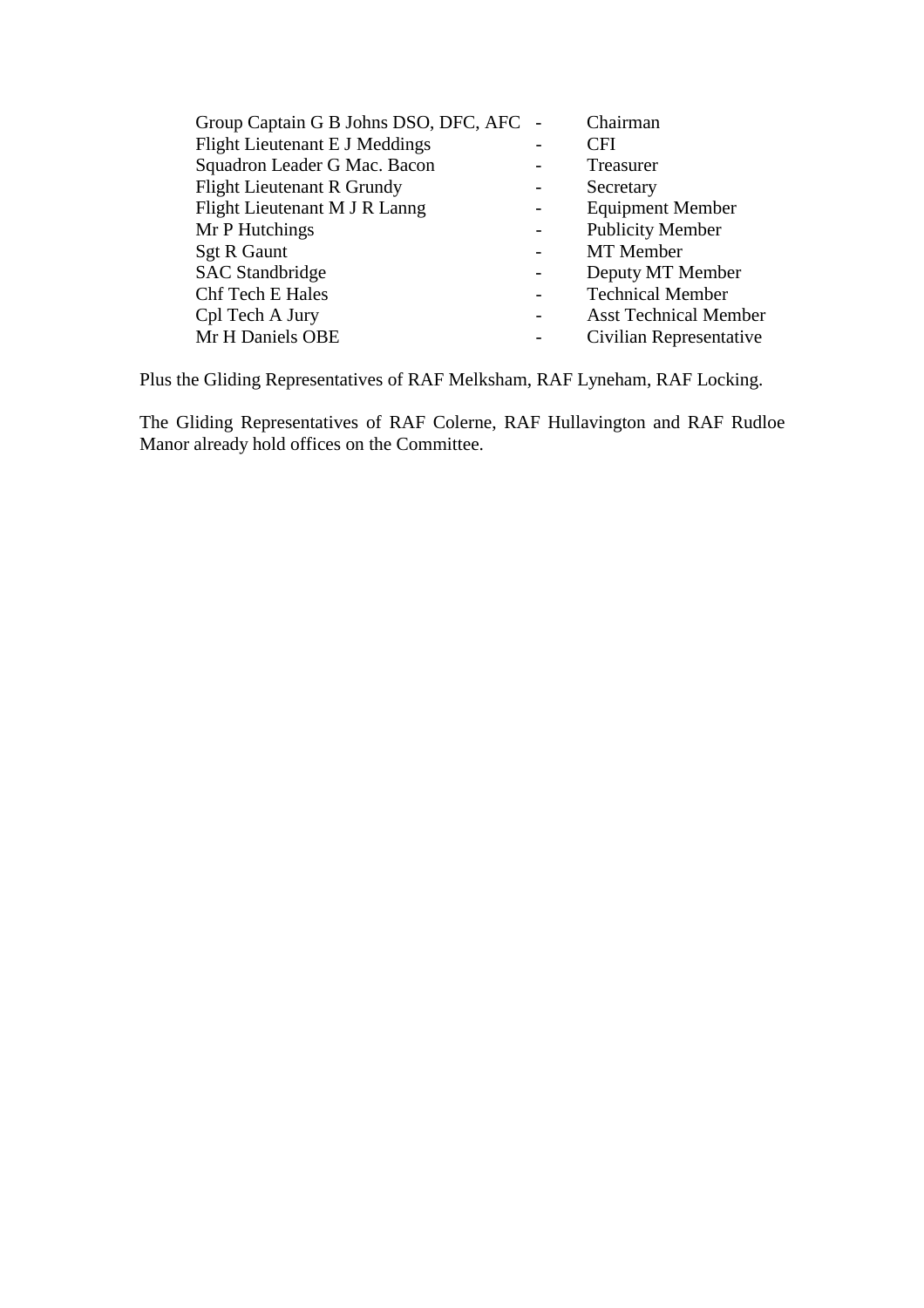| | | |
|---|---|---|
| Group Captain G B Johns DSO, DFC, AFC | - | Chairman |
| Flight Lieutenant E J Meddings | - | CFI |
| Squadron Leader G Mac. Bacon | - | Treasurer |
| Flight Lieutenant R Grundy | - | Secretary |
| Flight Lieutenant M J R Lanng | - | Equipment Member |
| Mr P Hutchings | - | Publicity Member |
| Sgt R Gaunt | - | MT Member |
| SAC Standbridge | - | Deputy MT Member |
| Chf Tech E Hales | - | Technical Member |
| Cpl Tech A Jury | - | Asst Technical Member |
| Mr H Daniels OBE | - | Civilian Representative |

Plus the Gliding Representatives of RAF Melksham, RAF Lyneham, RAF Locking.

The Gliding Representatives of RAF Colerne, RAF Hullavington and RAF Rudloe Manor already hold offices on the Committee.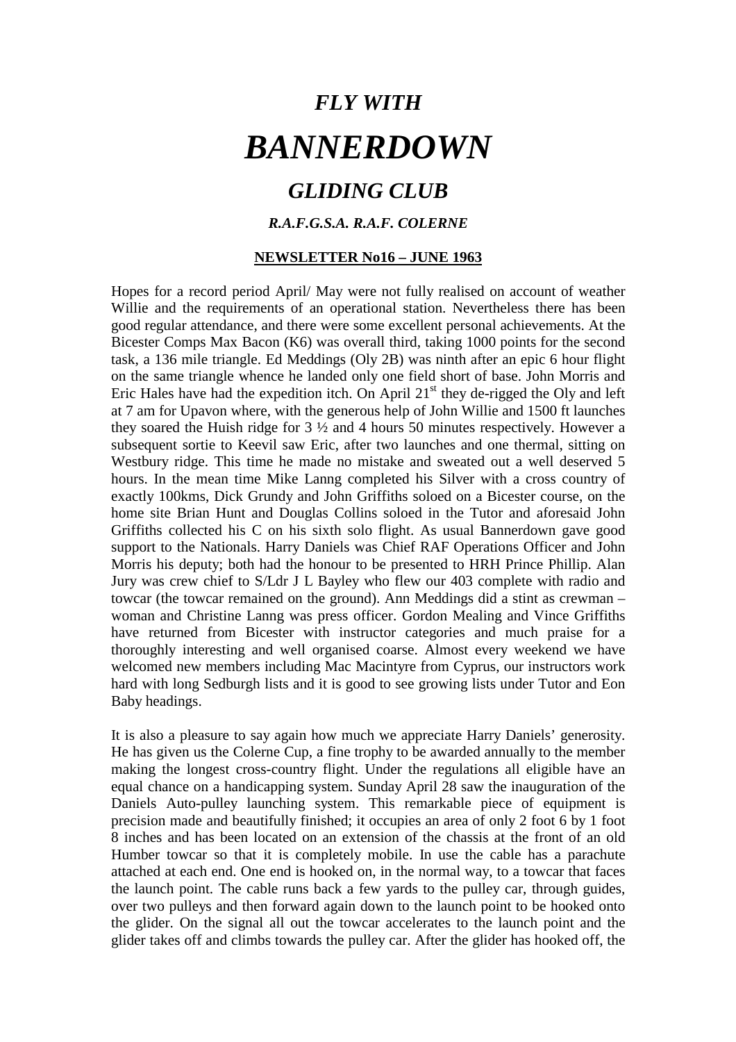# *FLY WITH*

# *BANNERDOWN*

## *GLIDING CLUB*

### *R.A.F.G.S.A. R.A.F. COLERNE*

**NEWSLETTER No16 – JUNE 1963**

Hopes for a record period April/ May were not fully realised on account of weather Willie and the requirements of an operational station. Nevertheless there has been good regular attendance, and there were some excellent personal achievements. At the Bicester Comps Max Bacon (K6) was overall third, taking 1000 points for the second task, a 136 mile triangle. Ed Meddings (Oly 2B) was ninth after an epic 6 hour flight on the same triangle whence he landed only one field short of base. John Morris and Eric Hales have had the expedition itch. On April 21st they de-rigged the Oly and left at 7 am for Upavon where, with the generous help of John Willie and 1500 ft launches they soared the Huish ridge for 3 ½ and 4 hours 50 minutes respectively. However a subsequent sortie to Keevil saw Eric, after two launches and one thermal, sitting on Westbury ridge. This time he made no mistake and sweated out a well deserved 5 hours. In the mean time Mike Lanng completed his Silver with a cross country of exactly 100kms, Dick Grundy and John Griffiths soloed on a Bicester course, on the home site Brian Hunt and Douglas Collins soloed in the Tutor and aforesaid John Griffiths collected his C on his sixth solo flight. As usual Bannerdown gave good support to the Nationals. Harry Daniels was Chief RAF Operations Officer and John Morris his deputy; both had the honour to be presented to HRH Prince Phillip. Alan Jury was crew chief to S/Ldr J L Bayley who flew our 403 complete with radio and towcar (the towcar remained on the ground). Ann Meddings did a stint as crewman – woman and Christine Lanng was press officer. Gordon Mealing and Vince Griffiths have returned from Bicester with instructor categories and much praise for a thoroughly interesting and well organised coarse. Almost every weekend we have welcomed new members including Mac Macintyre from Cyprus, our instructors work hard with long Sedburgh lists and it is good to see growing lists under Tutor and Eon Baby headings.

It is also a pleasure to say again how much we appreciate Harry Daniels' generosity. He has given us the Colerne Cup, a fine trophy to be awarded annually to the member making the longest cross-country flight. Under the regulations all eligible have an equal chance on a handicapping system. Sunday April 28 saw the inauguration of the Daniels Auto-pulley launching system. This remarkable piece of equipment is precision made and beautifully finished; it occupies an area of only 2 foot 6 by 1 foot 8 inches and has been located on an extension of the chassis at the front of an old Humber towcar so that it is completely mobile. In use the cable has a parachute attached at each end. One end is hooked on, in the normal way, to a towcar that faces the launch point. The cable runs back a few yards to the pulley car, through guides, over two pulleys and then forward again down to the launch point to be hooked onto the glider. On the signal all out the towcar accelerates to the launch point and the glider takes off and climbs towards the pulley car. After the glider has hooked off, the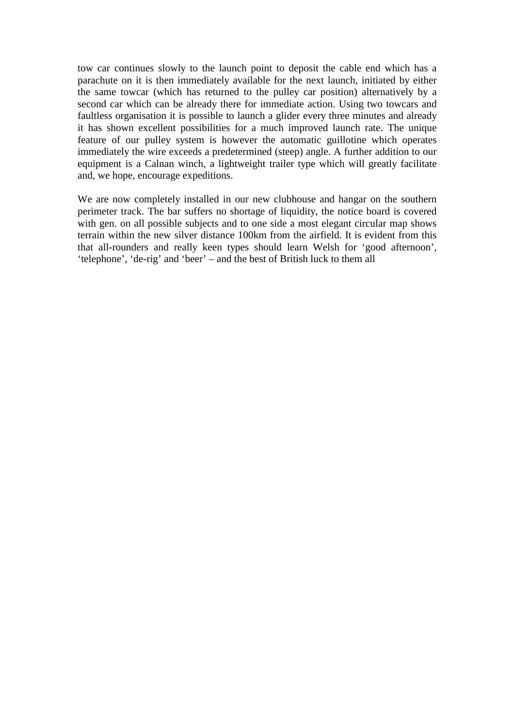tow car continues slowly to the launch point to deposit the cable end which has a parachute on it is then immediately available for the next launch, initiated by either the same towcar (which has returned to the pulley car position) alternatively by a second car which can be already there for immediate action. Using two towcars and faultless organisation it is possible to launch a glider every three minutes and already it has shown excellent possibilities for a much improved launch rate. The unique feature of our pulley system is however the automatic guillotine which operates immediately the wire exceeds a predetermined (steep) angle. A further addition to our equipment is a Calnan winch, a lightweight trailer type which will greatly facilitate and, we hope, encourage expeditions.

We are now completely installed in our new clubhouse and hangar on the southern perimeter track. The bar suffers no shortage of liquidity, the notice board is covered with gen. on all possible subjects and to one side a most elegant circular map shows terrain within the new silver distance 100km from the airfield. It is evident from this that all-rounders and really keen types should learn Welsh for 'good afternoon', 'telephone', 'de-rig' and 'beer' – and the best of British luck to them all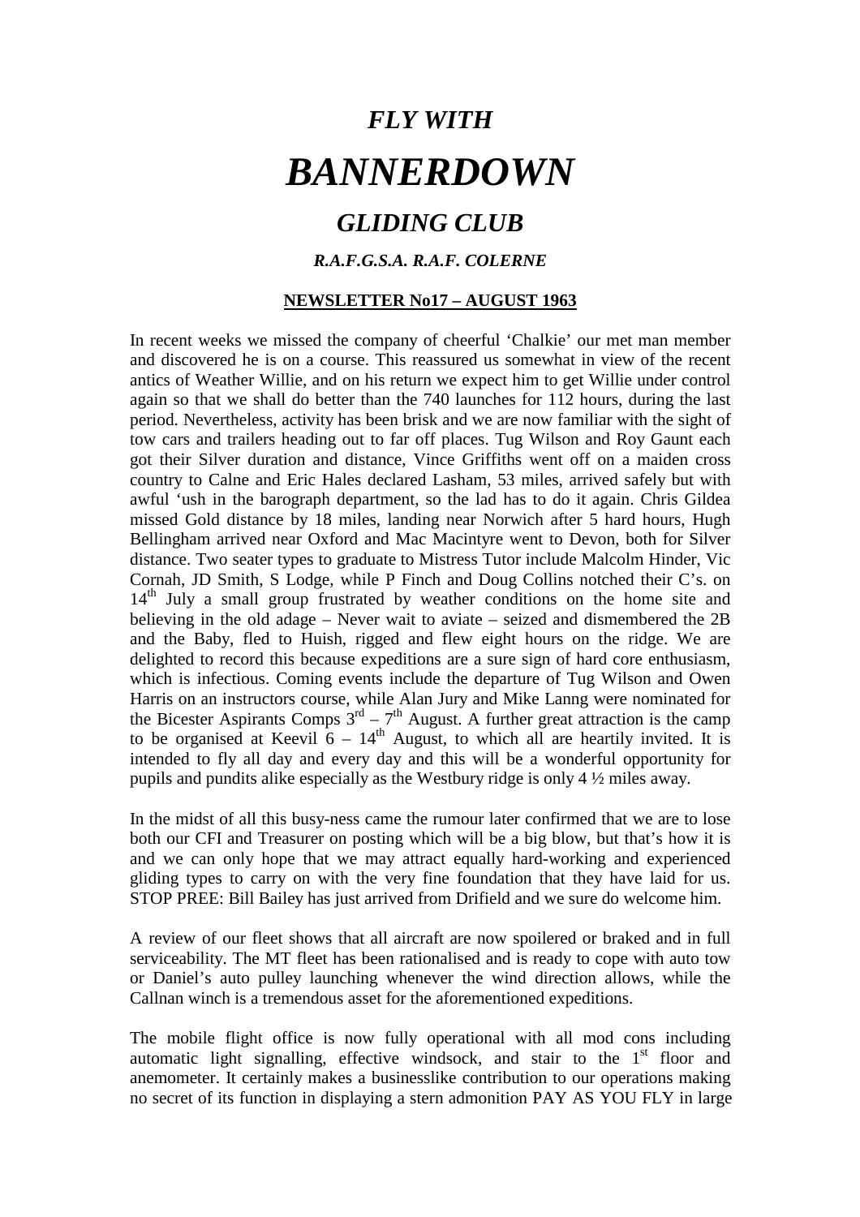# *FLY WITH*

# *BANNERDOWN*

## *GLIDING CLUB*

### *R.A.F.G.S.A. R.A.F. COLERNE*

**NEWSLETTER No17 – AUGUST 1963**

In recent weeks we missed the company of cheerful 'Chalkie' our met man member and discovered he is on a course. This reassured us somewhat in view of the recent antics of Weather Willie, and on his return we expect him to get Willie under control again so that we shall do better than the 740 launches for 112 hours, during the last period. Nevertheless, activity has been brisk and we are now familiar with the sight of tow cars and trailers heading out to far off places. Tug Wilson and Roy Gaunt each got their Silver duration and distance, Vince Griffiths went off on a maiden cross country to Calne and Eric Hales declared Lasham, 53 miles, arrived safely but with awful 'ush in the barograph department, so the lad has to do it again. Chris Gildea missed Gold distance by 18 miles, landing near Norwich after 5 hard hours, Hugh Bellingham arrived near Oxford and Mac Macintyre went to Devon, both for Silver distance. Two seater types to graduate to Mistress Tutor include Malcolm Hinder, Vic Cornah, JD Smith, S Lodge, while P Finch and Doug Collins notched their C's. on 14th July a small group frustrated by weather conditions on the home site and believing in the old adage – Never wait to aviate – seized and dismembered the 2B and the Baby, fled to Huish, rigged and flew eight hours on the ridge. We are delighted to record this because expeditions are a sure sign of hard core enthusiasm, which is infectious. Coming events include the departure of Tug Wilson and Owen Harris on an instructors course, while Alan Jury and Mike Lanng were nominated for the Bicester Aspirants Comps 3rd – 7th August. A further great attraction is the camp to be organised at Keevil 6 – 14th August, to which all are heartily invited. It is intended to fly all day and every day and this will be a wonderful opportunity for pupils and pundits alike especially as the Westbury ridge is only 4 ½ miles away.

In the midst of all this busy-ness came the rumour later confirmed that we are to lose both our CFI and Treasurer on posting which will be a big blow, but that's how it is and we can only hope that we may attract equally hard-working and experienced gliding types to carry on with the very fine foundation that they have laid for us. STOP PREE: Bill Bailey has just arrived from Drifield and we sure do welcome him.

A review of our fleet shows that all aircraft are now spoilered or braked and in full serviceability. The MT fleet has been rationalised and is ready to cope with auto tow or Daniel's auto pulley launching whenever the wind direction allows, while the Callnan winch is a tremendous asset for the aforementioned expeditions.

The mobile flight office is now fully operational with all mod cons including automatic light signalling, effective windsock, and stair to the 1st floor and anemometer. It certainly makes a businesslike contribution to our operations making no secret of its function in displaying a stern admonition PAY AS YOU FLY in large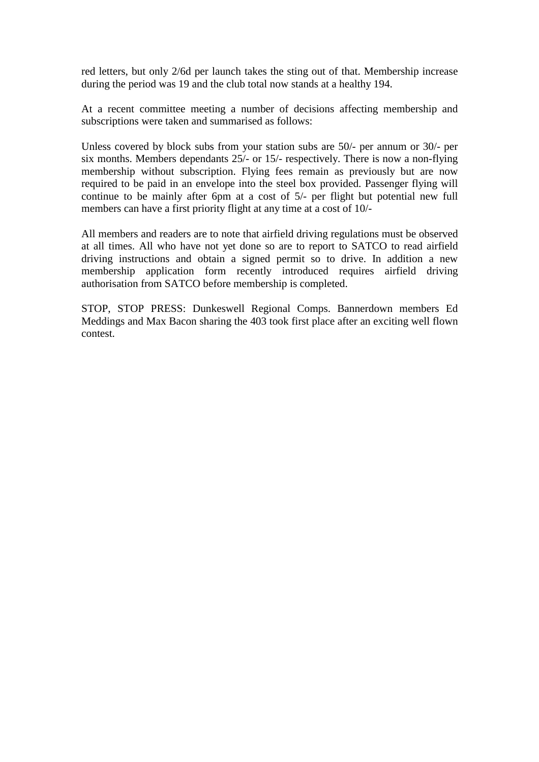red letters, but only 2/6d per launch takes the sting out of that. Membership increase during the period was 19 and the club total now stands at a healthy 194.

At a recent committee meeting a number of decisions affecting membership and subscriptions were taken and summarised as follows:

Unless covered by block subs from your station subs are 50/- per annum or 30/- per six months. Members dependants 25/- or 15/- respectively. There is now a non-flying membership without subscription. Flying fees remain as previously but are now required to be paid in an envelope into the steel box provided. Passenger flying will continue to be mainly after 6pm at a cost of 5/- per flight but potential new full members can have a first priority flight at any time at a cost of 10/-

All members and readers are to note that airfield driving regulations must be observed at all times. All who have not yet done so are to report to SATCO to read airfield driving instructions and obtain a signed permit so to drive. In addition a new membership application form recently introduced requires airfield driving authorisation from SATCO before membership is completed.

STOP, STOP PRESS: Dunkeswell Regional Comps. Bannerdown members Ed Meddings and Max Bacon sharing the 403 took first place after an exciting well flown contest.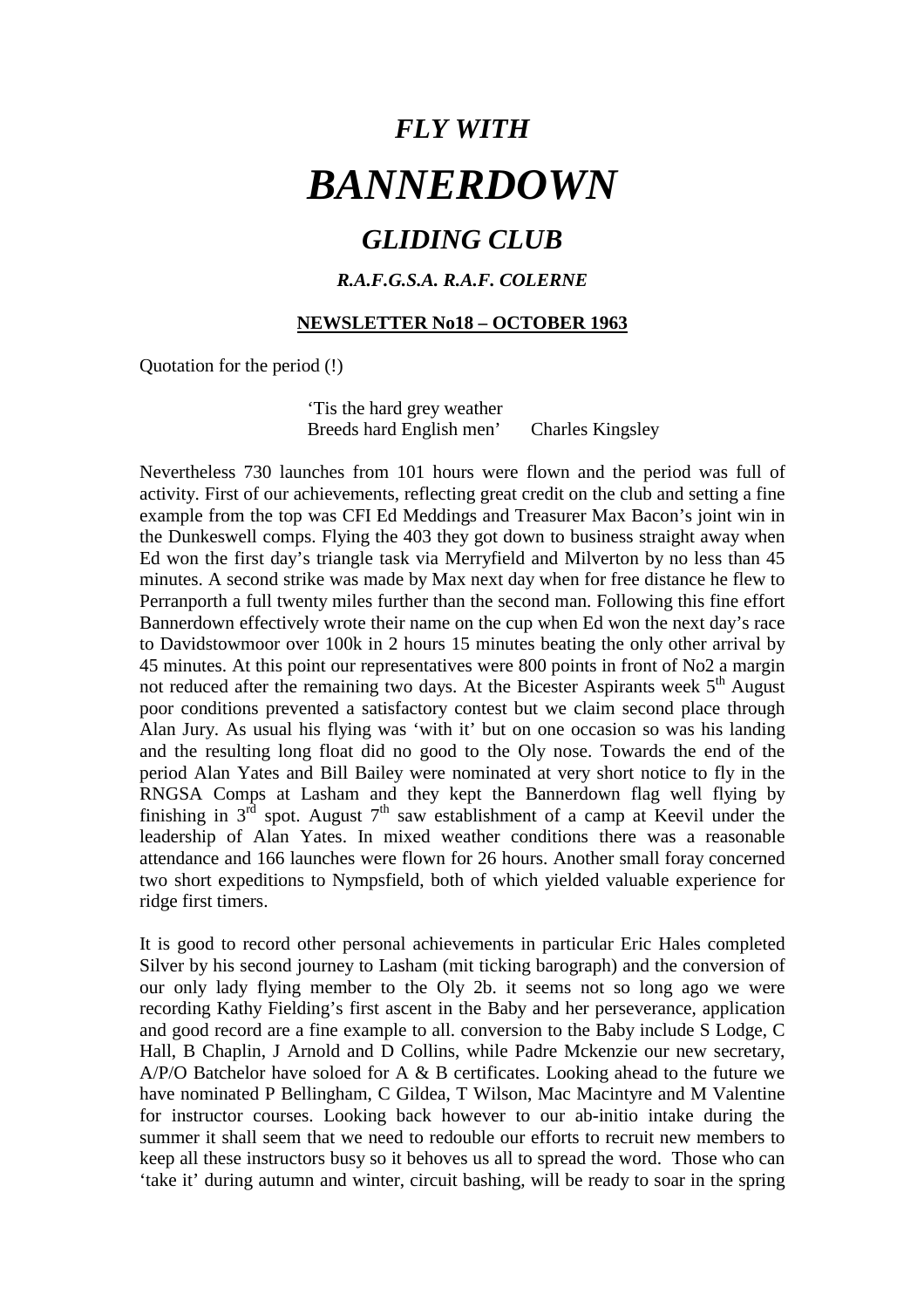# *FLY WITH*

# *BANNERDOWN*

## *GLIDING CLUB*

### *R.A.F.G.S.A. R.A.F. COLERNE*

**NEWSLETTER No18 – OCTOBER 1963**

Quotation for the period (!)

> 'Tis the hard grey weather
> Breeds hard English men' Charles Kingsley

Nevertheless 730 launches from 101 hours were flown and the period was full of activity. First of our achievements, reflecting great credit on the club and setting a fine example from the top was CFI Ed Meddings and Treasurer Max Bacon's joint win in the Dunkeswell comps. Flying the 403 they got down to business straight away when Ed won the first day's triangle task via Merryfield and Milverton by no less than 45 minutes. A second strike was made by Max next day when for free distance he flew to Perranporth a full twenty miles further than the second man. Following this fine effort Bannerdown effectively wrote their name on the cup when Ed won the next day's race to Davidstowmoor over 100k in 2 hours 15 minutes beating the only other arrival by 45 minutes. At this point our representatives were 800 points in front of No2 a margin not reduced after the remaining two days. At the Bicester Aspirants week 5th August poor conditions prevented a satisfactory contest but we claim second place through Alan Jury. As usual his flying was 'with it' but on one occasion so was his landing and the resulting long float did no good to the Oly nose. Towards the end of the period Alan Yates and Bill Bailey were nominated at very short notice to fly in the RNGSA Comps at Lasham and they kept the Bannerdown flag well flying by finishing in 3rd spot. August 7th saw establishment of a camp at Keevil under the leadership of Alan Yates. In mixed weather conditions there was a reasonable attendance and 166 launches were flown for 26 hours. Another small foray concerned two short expeditions to Nympsfield, both of which yielded valuable experience for ridge first timers.

It is good to record other personal achievements in particular Eric Hales completed Silver by his second journey to Lasham (mit ticking barograph) and the conversion of our only lady flying member to the Oly 2b. it seems not so long ago we were recording Kathy Fielding's first ascent in the Baby and her perseverance, application and good record are a fine example to all. conversion to the Baby include S Lodge, C Hall, B Chaplin, J Arnold and D Collins, while Padre Mckenzie our new secretary, A/P/O Batchelor have soloed for A & B certificates. Looking ahead to the future we have nominated P Bellingham, C Gildea, T Wilson, Mac Macintyre and M Valentine for instructor courses. Looking back however to our ab-initio intake during the summer it shall seem that we need to redouble our efforts to recruit new members to keep all these instructors busy so it behoves us all to spread the word. Those who can 'take it' during autumn and winter, circuit bashing, will be ready to soar in the spring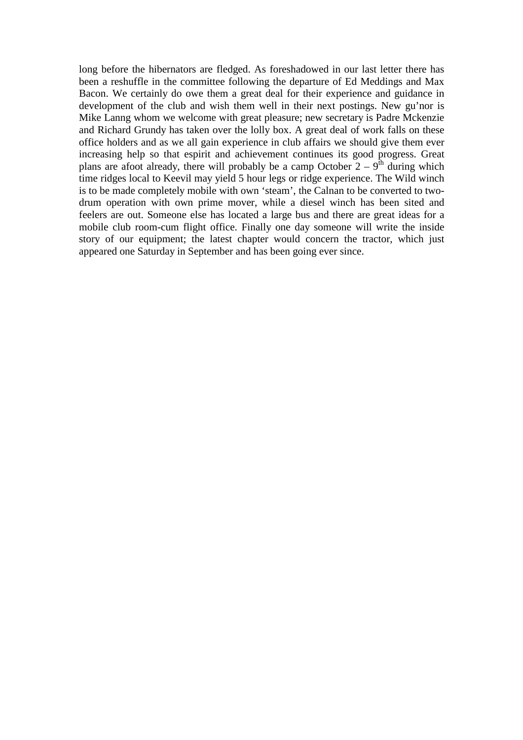long before the hibernators are fledged. As foreshadowed in our last letter there has been a reshuffle in the committee following the departure of Ed Meddings and Max Bacon. We certainly do owe them a great deal for their experience and guidance in development of the club and wish them well in their next postings. New gu'nor is Mike Lanng whom we welcome with great pleasure; new secretary is Padre Mckenzie and Richard Grundy has taken over the lolly box. A great deal of work falls on these office holders and as we all gain experience in club affairs we should give them ever increasing help so that espirit and achievement continues its good progress. Great plans are afoot already, there will probably be a camp October 2 – 9th during which time ridges local to Keevil may yield 5 hour legs or ridge experience. The Wild winch is to be made completely mobile with own 'steam', the Calnan to be converted to two-drum operation with own prime mover, while a diesel winch has been sited and feelers are out. Someone else has located a large bus and there are great ideas for a mobile club room-cum flight office. Finally one day someone will write the inside story of our equipment; the latest chapter would concern the tractor, which just appeared one Saturday in September and has been going ever since.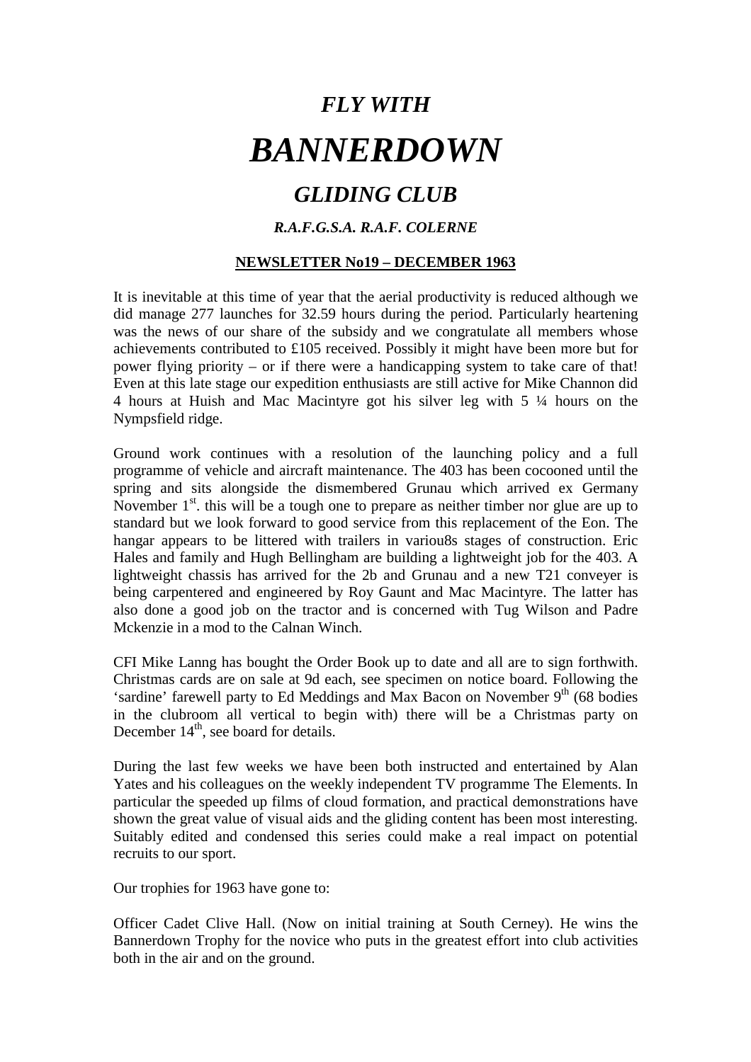# *FLY WITH*

# *BANNERDOWN*

## *GLIDING CLUB*

### *R.A.F.G.S.A. R.A.F. COLERNE*

**NEWSLETTER No19 – DECEMBER 1963**

It is inevitable at this time of year that the aerial productivity is reduced although we did manage 277 launches for 32.59 hours during the period. Particularly heartening was the news of our share of the subsidy and we congratulate all members whose achievements contributed to £105 received. Possibly it might have been more but for power flying priority – or if there were a handicapping system to take care of that! Even at this late stage our expedition enthusiasts are still active for Mike Channon did 4 hours at Huish and Mac Macintyre got his silver leg with 5 ¼ hours on the Nympsfield ridge.

Ground work continues with a resolution of the launching policy and a full programme of vehicle and aircraft maintenance. The 403 has been cocooned until the spring and sits alongside the dismembered Grunau which arrived ex Germany November 1st. this will be a tough one to prepare as neither timber nor glue are up to standard but we look forward to good service from this replacement of the Eon. The hangar appears to be littered with trailers in variou8s stages of construction. Eric Hales and family and Hugh Bellingham are building a lightweight job for the 403. A lightweight chassis has arrived for the 2b and Grunau and a new T21 conveyer is being carpentered and engineered by Roy Gaunt and Mac Macintyre. The latter has also done a good job on the tractor and is concerned with Tug Wilson and Padre Mckenzie in a mod to the Calnan Winch.

CFI Mike Lanng has bought the Order Book up to date and all are to sign forthwith. Christmas cards are on sale at 9d each, see specimen on notice board. Following the 'sardine' farewell party to Ed Meddings and Max Bacon on November 9th (68 bodies in the clubroom all vertical to begin with) there will be a Christmas party on December 14th, see board for details.

During the last few weeks we have been both instructed and entertained by Alan Yates and his colleagues on the weekly independent TV programme The Elements. In particular the speeded up films of cloud formation, and practical demonstrations have shown the great value of visual aids and the gliding content has been most interesting. Suitably edited and condensed this series could make a real impact on potential recruits to our sport.

Our trophies for 1963 have gone to:

Officer Cadet Clive Hall. (Now on initial training at South Cerney). He wins the Bannerdown Trophy for the novice who puts in the greatest effort into club activities both in the air and on the ground.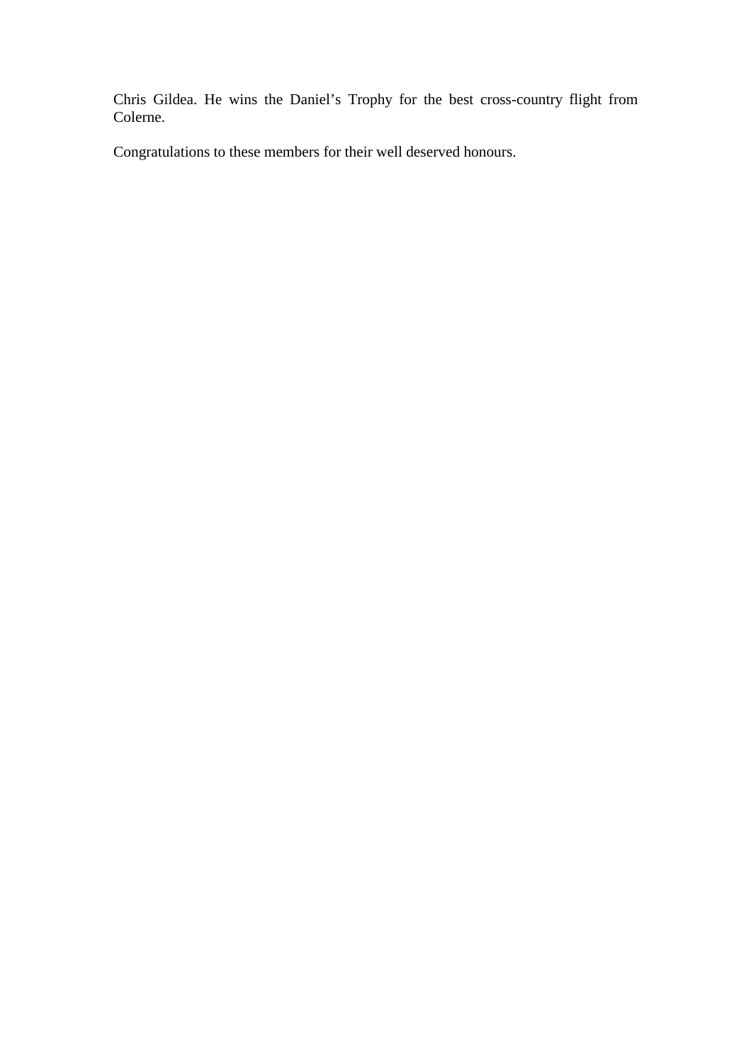Chris Gildea. He wins the Daniel's Trophy for the best cross-country flight from Colerne.

Congratulations to these members for their well deserved honours.